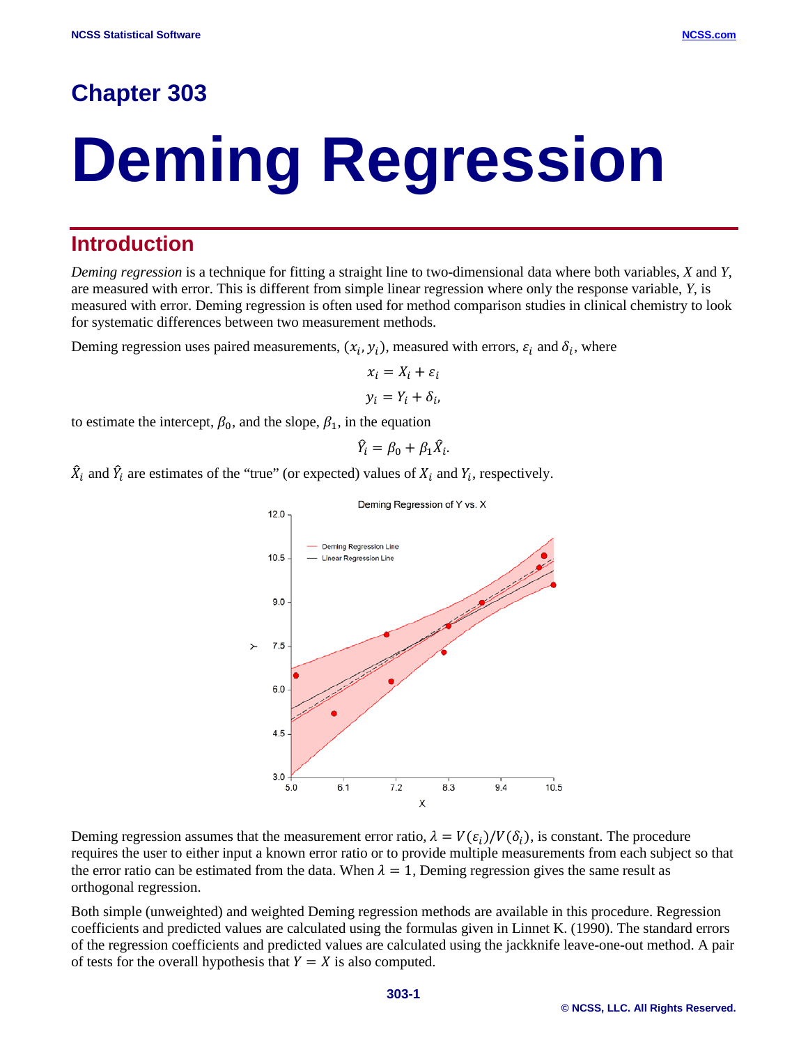# Chapter 303

# Deming Regression

## Introduction

*Deming regression* is a technique for fitting a straight line to two-dimensional data where both variables, *X* and *Y*, are measured with error. This is different from simple linear regression where only the response variable, *Y*, is measured with error. Deming regression is often used for method comparison studies in clinical chemistry to look for systematic differences between two measurement methods.

Deming regression uses paired measurements, $(x_i, y_i)$, measured with errors, $\varepsilon_i$ and $\delta_i$, where

$$x_i = X_i + \varepsilon_i$$

$$y_i = Y_i + \delta_i,$$

to estimate the intercept, $\beta_0$, and the slope, $\beta_1$, in the equation

$$\hat{Y}_i = \beta_0 + \beta_1 \hat{X}_i.$$

$\hat{X}_i$ and $\hat{Y}_i$ are estimates of the "true" (or expected) values of $X_i$ and $Y_i$, respectively.

Deming regression assumes that the measurement error ratio, $\lambda = V(\varepsilon_i)/V(\delta_i)$, is constant. The procedure requires the user to either input a known error ratio or to provide multiple measurements from each subject so that the error ratio can be estimated from the data. When $\lambda = 1$, Deming regression gives the same result as orthogonal regression.

Both simple (unweighted) and weighted Deming regression methods are available in this procedure. Regression coefficients and predicted values are calculated using the formulas given in Linnet K. (1990). The standard errors of the regression coefficients and predicted values are calculated using the jackknife leave-one-out method. A pair of tests for the overall hypothesis that $Y = X$ is also computed.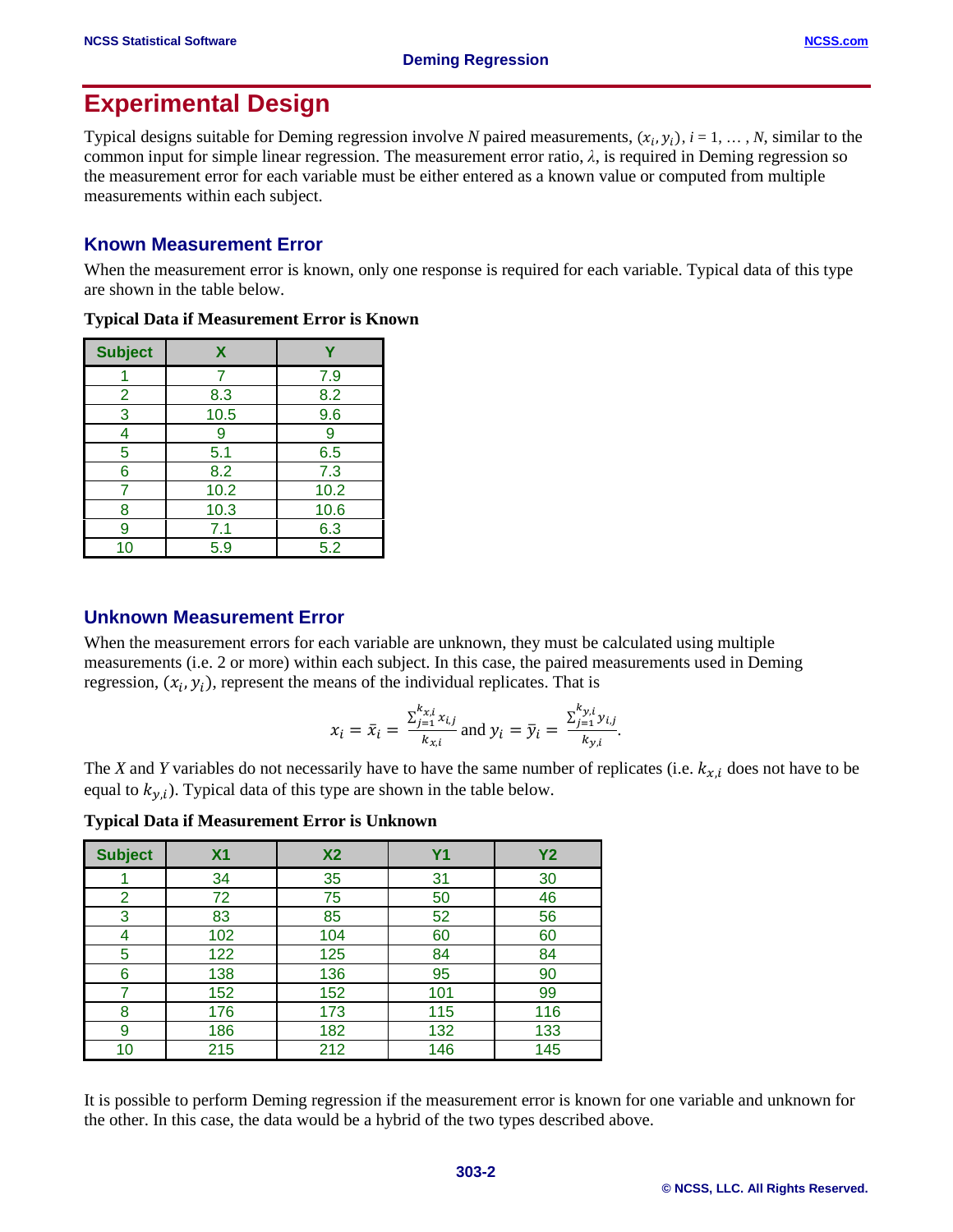# Experimental Design

Typical designs suitable for Deming regression involve *N* paired measurements, $(x_i, y_i)$, $i = 1, \ldots, N$, similar to the common input for simple linear regression. The measurement error ratio, $\lambda$, is required in Deming regression so the measurement error for each variable must be either entered as a known value or computed from multiple measurements within each subject.

## Known Measurement Error

When the measurement error is known, only one response is required for each variable. Typical data of this type are shown in the table below.

**Typical Data if Measurement Error is Known**

| Subject | X | Y |
|---|---|---|
| 1 | 7 | 7.9 |
| 2 | 8.3 | 8.2 |
| 3 | 10.5 | 9.6 |
| 4 | 9 | 9 |
| 5 | 5.1 | 6.5 |
| 6 | 8.2 | 7.3 |
| 7 | 10.2 | 10.2 |
| 8 | 10.3 | 10.6 |
| 9 | 7.1 | 6.3 |
| 10 | 5.9 | 5.2 |

## Unknown Measurement Error

When the measurement errors for each variable are unknown, they must be calculated using multiple measurements (i.e. 2 or more) within each subject. In this case, the paired measurements used in Deming regression, $(x_i, y_i)$, represent the means of the individual replicates. That is

$$x_i = \bar{x}_i = \frac{\sum_{j=1}^{k_{x,i}} x_{i,j}}{k_{x,i}} \text{ and } y_i = \bar{y}_i = \frac{\sum_{j=1}^{k_{y,i}} y_{i,j}}{k_{y,i}}.$$

The *X* and *Y* variables do not necessarily have to have the same number of replicates (i.e. $k_{x,i}$ does not have to be equal to $k_{y,i}$). Typical data of this type are shown in the table below.

**Typical Data if Measurement Error is Unknown**

| Subject | X1 | X2 | Y1 | Y2 |
|---|---|---|---|---|
| 1 | 34 | 35 | 31 | 30 |
| 2 | 72 | 75 | 50 | 46 |
| 3 | 83 | 85 | 52 | 56 |
| 4 | 102 | 104 | 60 | 60 |
| 5 | 122 | 125 | 84 | 84 |
| 6 | 138 | 136 | 95 | 90 |
| 7 | 152 | 152 | 101 | 99 |
| 8 | 176 | 173 | 115 | 116 |
| 9 | 186 | 182 | 132 | 133 |
| 10 | 215 | 212 | 146 | 145 |

It is possible to perform Deming regression if the measurement error is known for one variable and unknown for the other. In this case, the data would be a hybrid of the two types described above.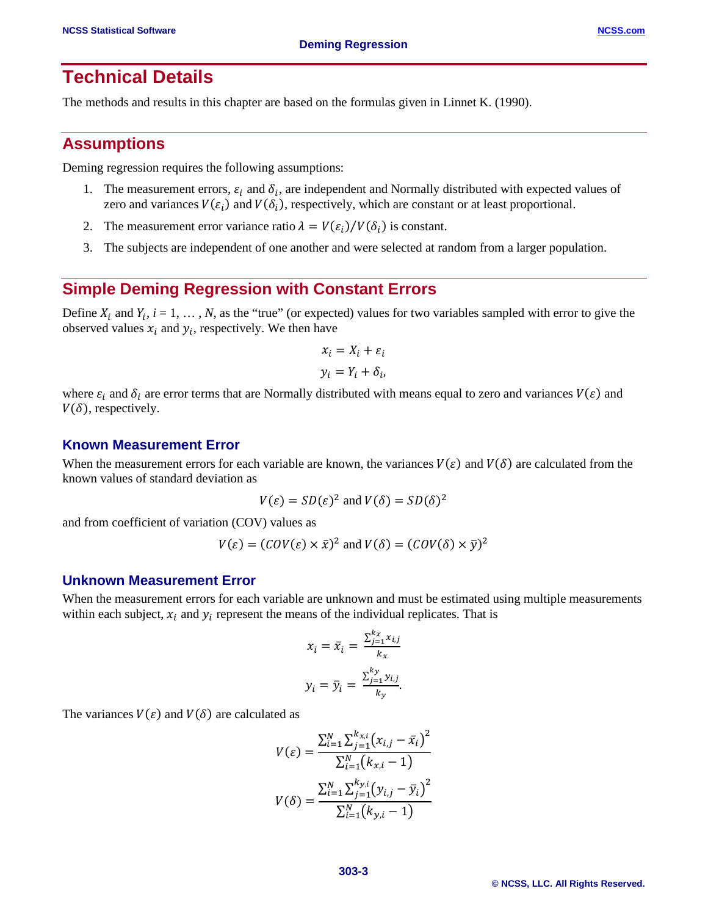# Technical Details

The methods and results in this chapter are based on the formulas given in Linnet K. (1990).

## Assumptions

Deming regression requires the following assumptions:

1. The measurement errors, $\varepsilon_i$ and $\delta_i$, are independent and Normally distributed with expected values of zero and variances $V(\varepsilon_i)$ and $V(\delta_i)$, respectively, which are constant or at least proportional.
2. The measurement error variance ratio $\lambda = V(\varepsilon_i)/V(\delta_i)$ is constant.
3. The subjects are independent of one another and were selected at random from a larger population.

## Simple Deming Regression with Constant Errors

Define $X_i$ and $Y_i$, $i = 1, \dots, N$, as the "true" (or expected) values for two variables sampled with error to give the observed values $x_i$ and $y_i$, respectively. We then have

$$x_i = X_i + \varepsilon_i$$

$$y_i = Y_i + \delta_i,$$

where $\varepsilon_i$ and $\delta_i$ are error terms that are Normally distributed with means equal to zero and variances $V(\varepsilon)$ and $V(\delta)$, respectively.

### Known Measurement Error

When the measurement errors for each variable are known, the variances $V(\varepsilon)$ and $V(\delta)$ are calculated from the known values of standard deviation as

$$V(\varepsilon) = SD(\varepsilon)^2 \text{ and } V(\delta) = SD(\delta)^2$$

and from coefficient of variation (COV) values as

$$V(\varepsilon) = (COV(\varepsilon) \times \bar{x})^2 \text{ and } V(\delta) = (COV(\delta) \times \bar{y})^2$$

### Unknown Measurement Error

When the measurement errors for each variable are unknown and must be estimated using multiple measurements within each subject, $x_i$ and $y_i$ represent the means of the individual replicates. That is

$$x_i = \bar{x}_i = \frac{\sum_{j=1}^{k_x} x_{i,j}}{k_x}$$

$$y_i = \bar{y}_i = \frac{\sum_{j=1}^{k_y} y_{i,j}}{k_y}.$$

The variances $V(\varepsilon)$ and $V(\delta)$ are calculated as

$$V(\varepsilon) = \frac{\sum_{i=1}^{N} \sum_{j=1}^{k_{x,i}} \left(x_{i,j} - \bar{x}_i\right)^2}{\sum_{i=1}^{N} \left(k_{x,i} - 1\right)}$$

$$V(\delta) = \frac{\sum_{i=1}^{N} \sum_{j=1}^{k_{y,i}} \left(y_{i,j} - \bar{y}_i\right)^2}{\sum_{i=1}^{N} \left(k_{y,i} - 1\right)}$$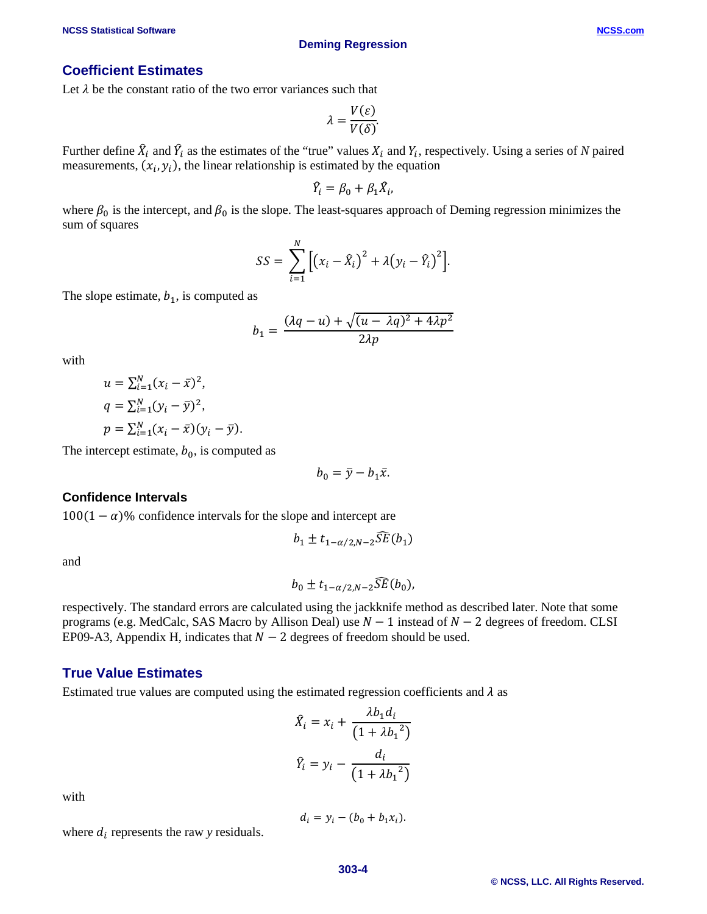## Coefficient Estimates

Let $\lambda$ be the constant ratio of the two error variances such that

$$\lambda = \frac{V(\varepsilon)}{V(\delta)}.$$

Further define $\hat{X}_i$ and $\hat{Y}_i$ as the estimates of the "true" values $X_i$ and $Y_i$, respectively. Using a series of $N$ paired measurements, $(x_i, y_i)$, the linear relationship is estimated by the equation

$$\hat{Y}_i = \beta_0 + \beta_1 \hat{X}_i,$$

where $\beta_0$ is the intercept, and $\beta_0$ is the slope. The least-squares approach of Deming regression minimizes the sum of squares

$$SS = \sum_{i=1}^{N} \left[ \left( x_i - \hat{X}_i \right)^2 + \lambda \left( y_i - \hat{Y}_i \right)^2 \right].$$

The slope estimate, $b_1$, is computed as

$$b_1 = \frac{(\lambda q - u) + \sqrt{(u - \lambda q)^2 + 4\lambda p^2}}{2\lambda p}$$

with

$u = \sum_{i=1}^{N} (x_i - \bar{x})^2,$

$q = \sum_{i=1}^{N} (y_i - \bar{y})^2,$

$p = \sum_{i=1}^{N} (x_i - \bar{x})(y_i - \bar{y}).$

The intercept estimate, $b_0$, is computed as

$$b_0 = \bar{y} - b_1 \bar{x}.$$

### Confidence Intervals

$100(1 - \alpha)\%$ confidence intervals for the slope and intercept are

$$b_1 \pm t_{1-\alpha/2, N-2} \widehat{SE}(b_1)$$

and

$$b_0 \pm t_{1-\alpha/2, N-2} \widehat{SE}(b_0),$$

respectively. The standard errors are calculated using the jackknife method as described later. Note that some programs (e.g. MedCalc, SAS Macro by Allison Deal) use $N - 1$ instead of $N - 2$ degrees of freedom. CLSI EP09-A3, Appendix H, indicates that $N - 2$ degrees of freedom should be used.

## True Value Estimates

Estimated true values are computed using the estimated regression coefficients and $\lambda$ as

$$\hat{X}_i = x_i + \frac{\lambda b_1 d_i}{\left(1 + \lambda {b_1}^2\right)}$$

$$\hat{Y}_i = y_i - \frac{d_i}{\left(1 + \lambda {b_1}^2\right)}$$

with

$$d_i = y_i - (b_0 + b_1 x_i).$$

where $d_i$ represents the raw $y$ residuals.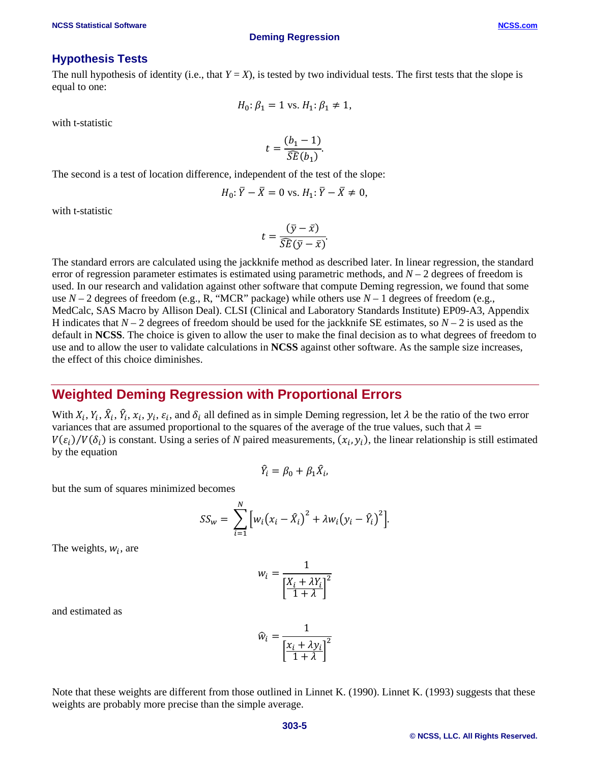## Hypothesis Tests

The null hypothesis of identity (i.e., that $Y = X$), is tested by two individual tests. The first tests that the slope is equal to one:

$$H_0: \beta_1 = 1 \text{ vs. } H_1: \beta_1 \neq 1,$$

with t-statistic

$$t = \frac{(b_1 - 1)}{\widehat{SE}(b_1)}.$$

The second is a test of location difference, independent of the test of the slope:

$$H_0: \bar{Y} - \bar{X} = 0 \text{ vs. } H_1: \bar{Y} - \bar{X} \neq 0,$$

with t-statistic

$$t = \frac{(\bar{y} - \bar{x})}{\widehat{SE}(\bar{y} - \bar{x})}.$$

The standard errors are calculated using the jackknife method as described later. In linear regression, the standard error of regression parameter estimates is estimated using parametric methods, and $N$ – 2 degrees of freedom is used. In our research and validation against other software that compute Deming regression, we found that some use $N$ – 2 degrees of freedom (e.g., R, "MCR" package) while others use $N$ – 1 degrees of freedom (e.g., MedCalc, SAS Macro by Allison Deal). CLSI (Clinical and Laboratory Standards Institute) EP09-A3, Appendix H indicates that $N$ – 2 degrees of freedom should be used for the jackknife SE estimates, so $N$ – 2 is used as the default in **NCSS**. The choice is given to allow the user to make the final decision as to what degrees of freedom to use and to allow the user to validate calculations in **NCSS** against other software. As the sample size increases, the effect of this choice diminishes.

## Weighted Deming Regression with Proportional Errors

With $X_i$, $Y_i$, $\hat{X}_i$, $\hat{Y}_i$, $x_i$, $y_i$, $\varepsilon_i$, and $\delta_i$ all defined as in simple Deming regression, let $\lambda$ be the ratio of the two error variances that are assumed proportional to the squares of the average of the true values, such that $\lambda = V(\varepsilon_i)/V(\delta_i)$ is constant. Using a series of $N$ paired measurements, $(x_i, y_i)$, the linear relationship is still estimated by the equation

$$\hat{Y}_i = \beta_0 + \beta_1 \hat{X}_i,$$

but the sum of squares minimized becomes

$$SS_w = \sum_{i=1}^{N} \left[ w_i (x_i - \hat{X}_i)^2 + \lambda w_i (y_i - \hat{Y}_i)^2 \right].$$

The weights, $w_i$, are

$$w_i = \frac{1}{\left[\frac{X_i + \lambda Y_i}{1 + \lambda}\right]^2}$$

and estimated as

$$\hat{w}_i = \frac{1}{\left[\frac{x_i + \lambda y_i}{1 + \lambda}\right]^2}$$

Note that these weights are different from those outlined in Linnet K. (1990). Linnet K. (1993) suggests that these weights are probably more precise than the simple average.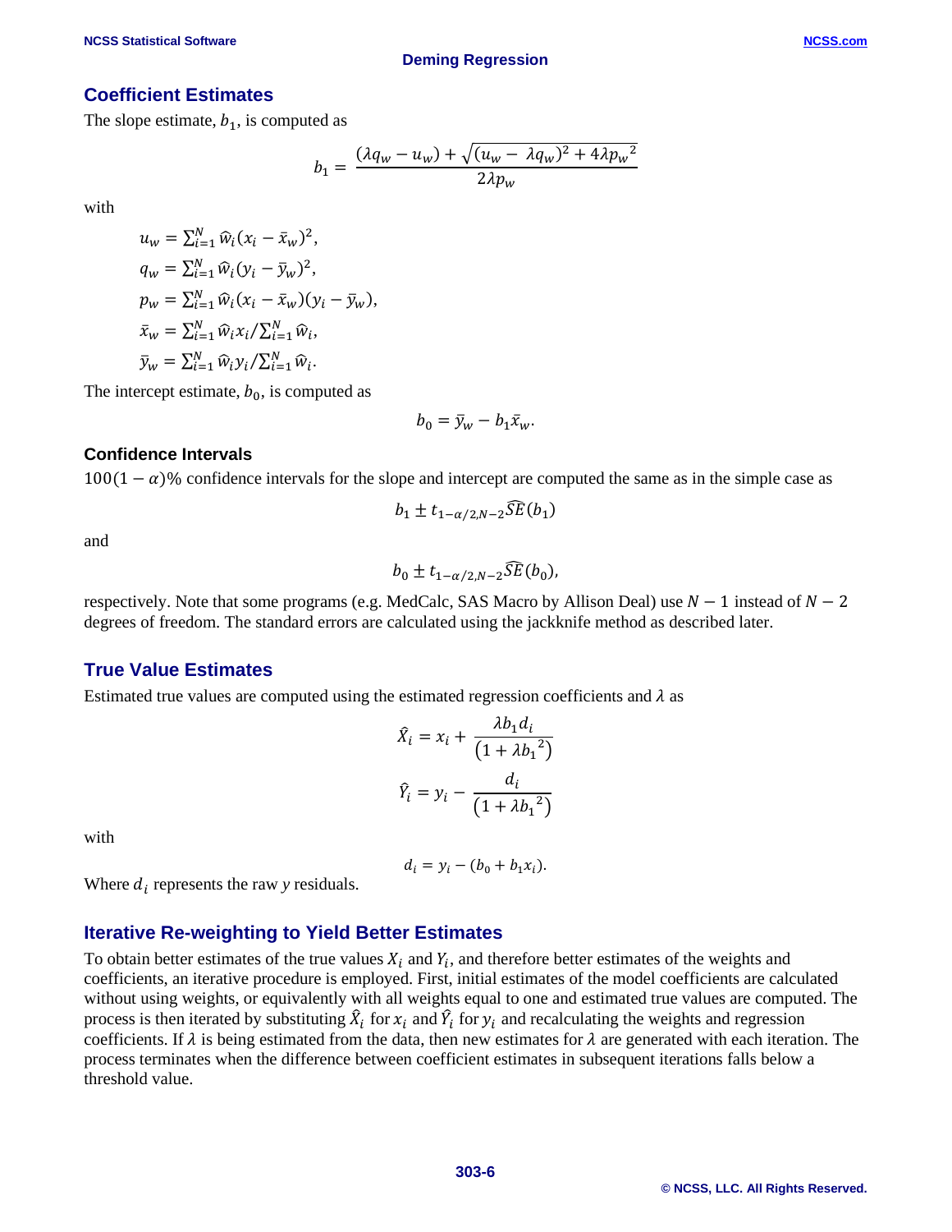## Coefficient Estimates

The slope estimate, $b_1$, is computed as

$$b_1 = \frac{(\lambda q_w - u_w) + \sqrt{(u_w - \lambda q_w)^2 + 4\lambda {p_w}^2}}{2\lambda p_w}$$

with

$$u_w = \sum_{i=1}^{N} \hat{w}_i (x_i - \bar{x}_w)^2,$$

$$q_w = \sum_{i=1}^{N} \hat{w}_i (y_i - \bar{y}_w)^2,$$

$$p_w = \sum_{i=1}^{N} \hat{w}_i (x_i - \bar{x}_w)(y_i - \bar{y}_w),$$

$$\bar{x}_w = \sum_{i=1}^{N} \hat{w}_i x_i / \sum_{i=1}^{N} \hat{w}_i,$$

$$\bar{y}_w = \sum_{i=1}^{N} \hat{w}_i y_i / \sum_{i=1}^{N} \hat{w}_i.$$

The intercept estimate, $b_0$, is computed as

$$b_0 = \bar{y}_w - b_1 \bar{x}_w.$$

### Confidence Intervals

$100(1-\alpha)\%$ confidence intervals for the slope and intercept are computed the same as in the simple case as

$$b_1 \pm t_{1-\alpha/2, N-2} \widehat{SE}(b_1)$$

and

$$b_0 \pm t_{1-\alpha/2, N-2} \widehat{SE}(b_0),$$

respectively. Note that some programs (e.g. MedCalc, SAS Macro by Allison Deal) use $N-1$ instead of $N-2$ degrees of freedom. The standard errors are calculated using the jackknife method as described later.

## True Value Estimates

Estimated true values are computed using the estimated regression coefficients and $\lambda$ as

$$\hat{X}_i = x_i + \frac{\lambda b_1 d_i}{\left(1 + \lambda {b_1}^2\right)}$$

$$\hat{Y}_i = y_i - \frac{d_i}{\left(1 + \lambda {b_1}^2\right)}$$

with

$$d_i = y_i - (b_0 + b_1 x_i).$$

Where $d_i$ represents the raw *y* residuals.

## Iterative Re-weighting to Yield Better Estimates

To obtain better estimates of the true values $X_i$ and $Y_i$, and therefore better estimates of the weights and coefficients, an iterative procedure is employed. First, initial estimates of the model coefficients are calculated without using weights, or equivalently with all weights equal to one and estimated true values are computed. The process is then iterated by substituting $\hat{X}_i$ for $x_i$ and $\hat{Y}_i$ for $y_i$ and recalculating the weights and regression coefficients. If $\lambda$ is being estimated from the data, then new estimates for $\lambda$ are generated with each iteration. The process terminates when the difference between coefficient estimates in subsequent iterations falls below a threshold value.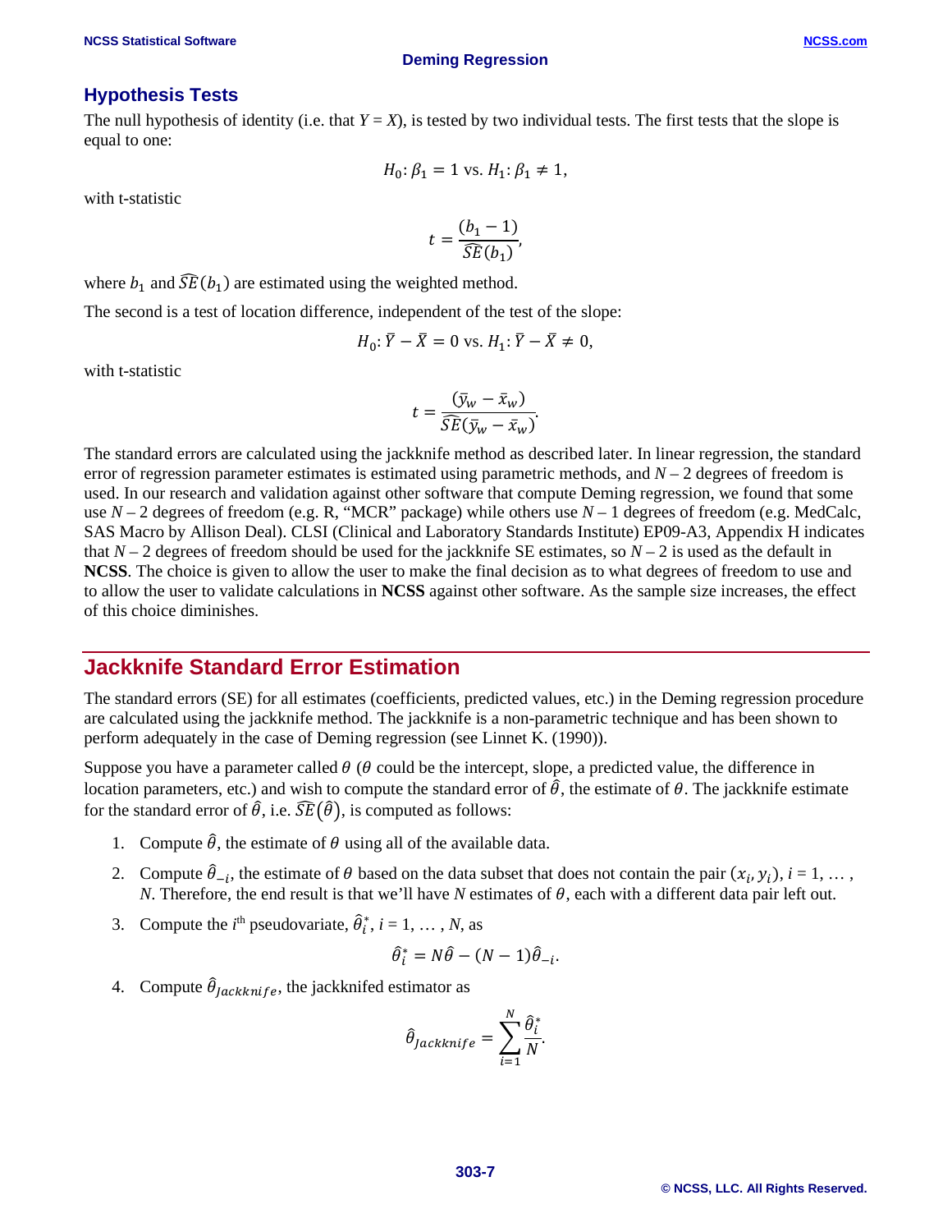## Hypothesis Tests

The null hypothesis of identity (i.e. that $Y = X$), is tested by two individual tests. The first tests that the slope is equal to one:

$$H_0: \beta_1 = 1 \text{ vs. } H_1: \beta_1 \neq 1,$$

with t-statistic

$$t = \frac{(b_1 - 1)}{\widehat{SE}(b_1)},$$

where $b_1$ and $\widehat{SE}(b_1)$ are estimated using the weighted method.

The second is a test of location difference, independent of the test of the slope:

$$H_0: \bar{Y} - \bar{X} = 0 \text{ vs. } H_1: \bar{Y} - \bar{X} \neq 0,$$

with t-statistic

$$t = \frac{(\bar{y}_w - \bar{x}_w)}{\widehat{SE}(\bar{y}_w - \bar{x}_w)}.$$

The standard errors are calculated using the jackknife method as described later. In linear regression, the standard error of regression parameter estimates is estimated using parametric methods, and $N - 2$ degrees of freedom is used. In our research and validation against other software that compute Deming regression, we found that some use $N - 2$ degrees of freedom (e.g. R, "MCR" package) while others use $N - 1$ degrees of freedom (e.g. MedCalc, SAS Macro by Allison Deal). CLSI (Clinical and Laboratory Standards Institute) EP09-A3, Appendix H indicates that $N - 2$ degrees of freedom should be used for the jackknife SE estimates, so $N - 2$ is used as the default in **NCSS**. The choice is given to allow the user to make the final decision as to what degrees of freedom to use and to allow the user to validate calculations in **NCSS** against other software. As the sample size increases, the effect of this choice diminishes.

# Jackknife Standard Error Estimation

The standard errors (SE) for all estimates (coefficients, predicted values, etc.) in the Deming regression procedure are calculated using the jackknife method. The jackknife is a non-parametric technique and has been shown to perform adequately in the case of Deming regression (see Linnet K. (1990)).

Suppose you have a parameter called $\theta$ ($\theta$ could be the intercept, slope, a predicted value, the difference in location parameters, etc.) and wish to compute the standard error of $\hat{\theta}$, the estimate of $\theta$. The jackknife estimate for the standard error of $\hat{\theta}$, i.e. $\widehat{SE}(\hat{\theta})$, is computed as follows:

1. Compute $\hat{\theta}$, the estimate of $\theta$ using all of the available data.
2. Compute $\hat{\theta}_{-i}$, the estimate of $\theta$ based on the data subset that does not contain the pair $(x_i, y_i)$, $i = 1, \ldots, N$. Therefore, the end result is that we'll have $N$ estimates of $\theta$, each with a different data pair left out.
3. Compute the $i^{\text{th}}$ pseudovariate, $\hat{\theta}_i^*$, $i = 1, \ldots, N$, as
$$\hat{\theta}_i^* = N\hat{\theta} - (N-1)\hat{\theta}_{-i}.$$
4. Compute $\hat{\theta}_{Jackknife}$, the jackknifed estimator as
$$\hat{\theta}_{Jackknife} = \sum_{i=1}^{N} \frac{\hat{\theta}_i^*}{N}.$$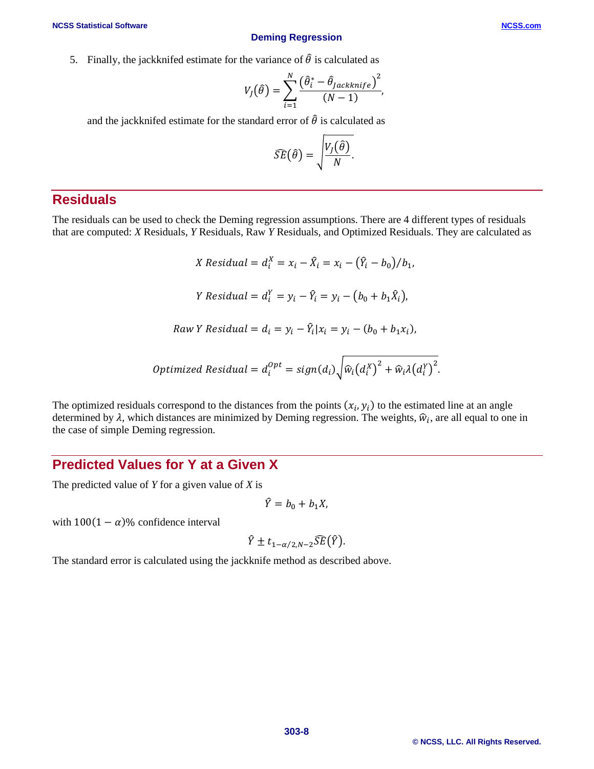5. Finally, the jackknifed estimate for the variance of $\hat{\theta}$ is calculated as

$$V_J(\hat{\theta}) = \sum_{i=1}^{N} \frac{\left(\hat{\theta}_i^* - \hat{\theta}_{Jackknife}\right)^2}{(N-1)},$$

and the jackknifed estimate for the standard error of $\hat{\theta}$ is calculated as

$$\widehat{SE}(\hat{\theta}) = \sqrt{\frac{V_J(\hat{\theta})}{N}}.$$

## Residuals

The residuals can be used to check the Deming regression assumptions. There are 4 different types of residuals that are computed: $X$ Residuals, $Y$ Residuals, Raw $Y$ Residuals, and Optimized Residuals. They are calculated as

$$X\ Residual = d_i^X = x_i - \hat{X}_i = x_i - \left(\hat{Y}_i - b_0\right)/b_1,$$

$$Y\ Residual = d_i^Y = y_i - \hat{Y}_i = y_i - \left(b_0 + b_1\hat{X}_i\right),$$

$$Raw\ Y\ Residual = d_i = y_i - \hat{Y}_i|x_i = y_i - (b_0 + b_1 x_i),$$

$$Optimized\ Residual = d_i^{Opt} = sign(d_i)\sqrt{\widehat{w}_i\left(d_i^X\right)^2 + \widehat{w}_i\lambda\left(d_i^Y\right)^2}.$$

The optimized residuals correspond to the distances from the points $(x_i, y_i)$ to the estimated line at an angle determined by $\lambda$, which distances are minimized by Deming regression. The weights, $\widehat{w}_i$, are all equal to one in the case of simple Deming regression.

## Predicted Values for Y at a Given X

The predicted value of $Y$ for a given value of $X$ is

$$\hat{Y} = b_0 + b_1 X,$$

with $100(1-\alpha)\%$ confidence interval

$$\hat{Y} \pm t_{1-\alpha/2,N-2}\widehat{SE}\left(\hat{Y}\right).$$

The standard error is calculated using the jackknife method as described above.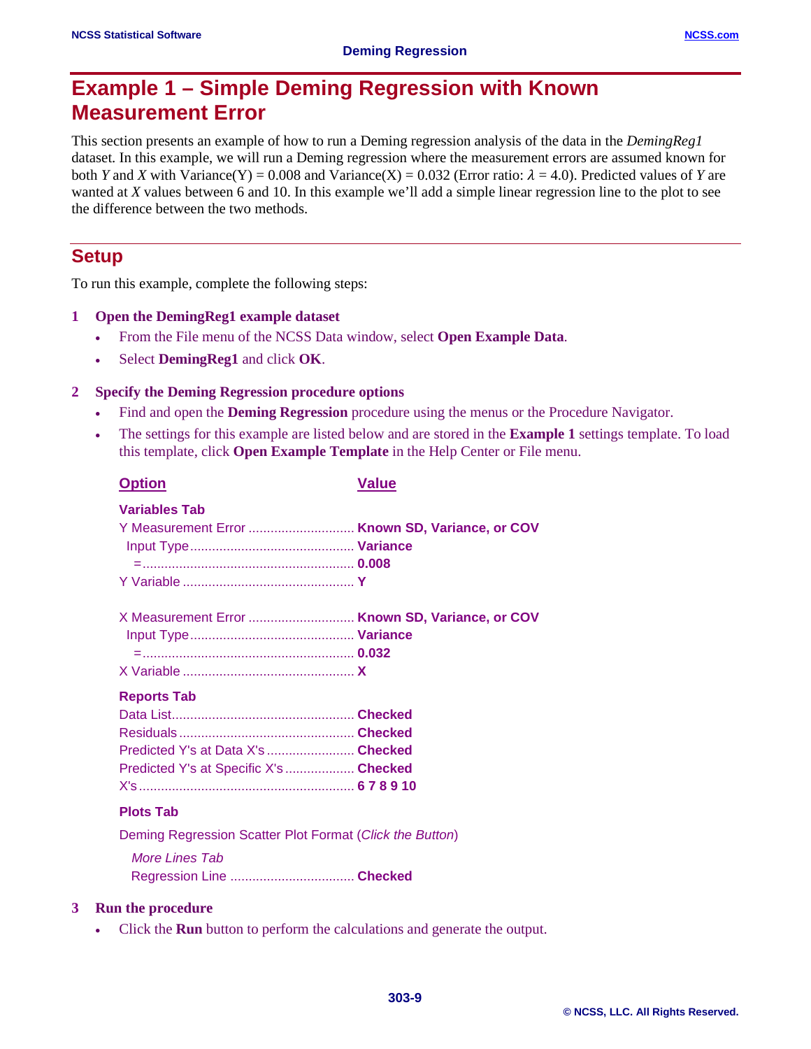# Example 1 – Simple Deming Regression with Known Measurement Error

This section presents an example of how to run a Deming regression analysis of the data in the *DemingReg1* dataset. In this example, we will run a Deming regression where the measurement errors are assumed known for both $Y$ and $X$ with Variance(Y) = 0.008 and Variance(X) = 0.032 (Error ratio: $\lambda = 4.0$). Predicted values of $Y$ are wanted at $X$ values between 6 and 10. In this example we'll add a simple linear regression line to the plot to see the difference between the two methods.

## Setup

To run this example, complete the following steps:

**1 Open the DemingReg1 example dataset**

- From the File menu of the NCSS Data window, select **Open Example Data**.
- Select **DemingReg1** and click **OK**.

**2 Specify the Deming Regression procedure options**

- Find and open the **Deming Regression** procedure using the menus or the Procedure Navigator.
- The settings for this example are listed below and are stored in the **Example 1** settings template. To load this template, click **Open Example Template** in the Help Center or File menu.

| Option | Value |
|---|---|
| **Variables Tab** | |
| Y Measurement Error | **Known SD, Variance, or COV** |
| Input Type | **Variance** |
| = | **0.008** |
| Y Variable | **Y** |
| | |
| X Measurement Error | **Known SD, Variance, or COV** |
| Input Type | **Variance** |
| = | **0.032** |
| X Variable | **X** |
| **Reports Tab** | |
| Data List | **Checked** |
| Residuals | **Checked** |
| Predicted Y's at Data X's | **Checked** |
| Predicted Y's at Specific X's | **Checked** |
| X's | **6 7 8 9 10** |
| **Plots Tab** | |
| Deming Regression Scatter Plot Format (*Click the Button*) | |
| *More Lines Tab* | |
| Regression Line | **Checked** |

**3 Run the procedure**

- Click the **Run** button to perform the calculations and generate the output.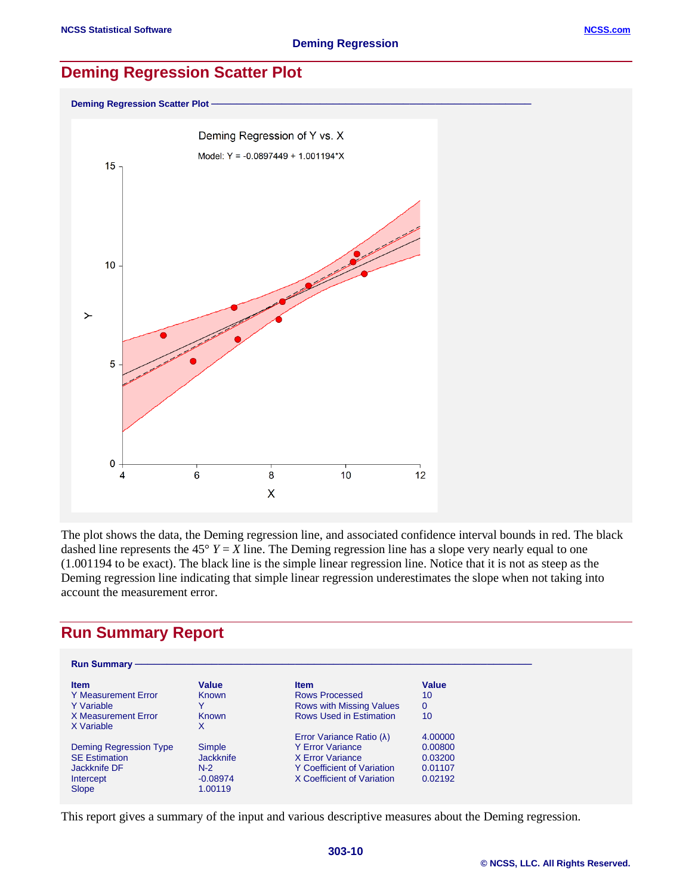## Deming Regression Scatter Plot

**Deming Regression Scatter Plot**

The plot shows the data, the Deming regression line, and associated confidence interval bounds in red. The black dashed line represents the 45° $Y = X$ line. The Deming regression line has a slope very nearly equal to one (1.001194 to be exact). The black line is the simple linear regression line. Notice that it is not as steep as the Deming regression line indicating that simple linear regression underestimates the slope when not taking into account the measurement error.

## Run Summary Report

**Run Summary**

| Item | Value | Item | Value |
|---|---|---|---|
| Y Measurement Error | Known | Rows Processed | 10 |
| Y Variable | Y | Rows with Missing Values | 0 |
| X Measurement Error | Known | Rows Used in Estimation | 10 |
| X Variable | X | | |
| | | Error Variance Ratio (λ) | 4.00000 |
| Deming Regression Type | Simple | Y Error Variance | 0.00800 |
| SE Estimation | Jackknife | X Error Variance | 0.03200 |
| Jackknife DF | N-2 | Y Coefficient of Variation | 0.01107 |
| Intercept | -0.08974 | X Coefficient of Variation | 0.02192 |
| Slope | 1.00119 | | |

This report gives a summary of the input and various descriptive measures about the Deming regression.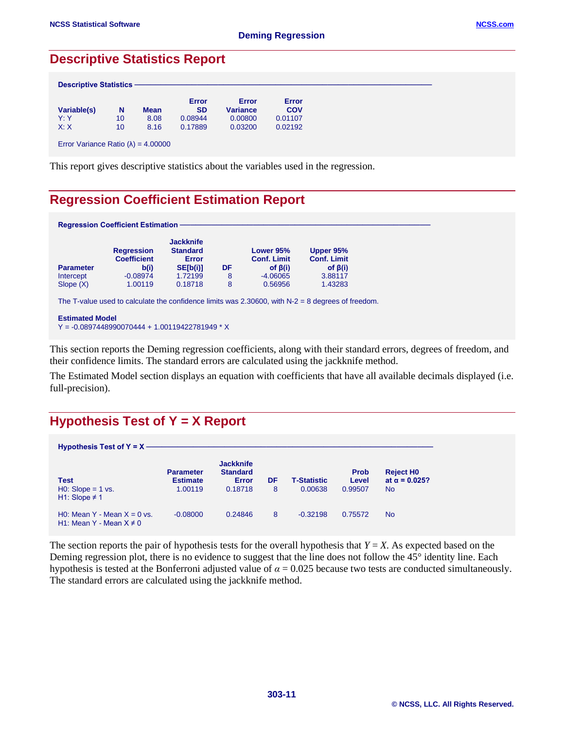# Descriptive Statistics Report

**Descriptive Statistics**

| Variable(s) | N | Mean | Error SD | Error Variance | Error COV |
|---|---|---|---|---|---|
| Y: Y | 10 | 8.08 | 0.08944 | 0.00800 | 0.01107 |
| X: X | 10 | 8.16 | 0.17889 | 0.03200 | 0.02192 |

Error Variance Ratio (λ) = 4.00000

This report gives descriptive statistics about the variables used in the regression.

# Regression Coefficient Estimation Report

**Regression Coefficient Estimation**

| Parameter | Regression Coefficient b(i) | Jackknife Standard Error SE[b(i)] | DF | Lower 95% Conf. Limit of β(i) | Upper 95% Conf. Limit of β(i) |
|---|---|---|---|---|---|
| Intercept | -0.08974 | 1.72199 | 8 | -4.06065 | 3.88117 |
| Slope (X) | 1.00119 | 0.18718 | 8 | 0.56956 | 1.43283 |

The T-value used to calculate the confidence limits was 2.30600, with N-2 = 8 degrees of freedom.

**Estimated Model**

Y = -0.0897448990070444 + 1.00119422781949 * X

This section reports the Deming regression coefficients, along with their standard errors, degrees of freedom, and their confidence limits. The standard errors are calculated using the jackknife method.

The Estimated Model section displays an equation with coefficients that have all available decimals displayed (i.e. full-precision).

# Hypothesis Test of Y = X Report

**Hypothesis Test of Y = X**

| Test | Parameter Estimate | Jackknife Standard Error | DF | T-Statistic | Prob Level | Reject H0 at α = 0.025? |
|---|---|---|---|---|---|---|
| H0: Slope = 1 vs. H1: Slope ≠ 1 | 1.00119 | 0.18718 | 8 | 0.00638 | 0.99507 | No |
| H0: Mean Y - Mean X = 0 vs. H1: Mean Y - Mean X ≠ 0 | -0.08000 | 0.24846 | 8 | -0.32198 | 0.75572 | No |

The section reports the pair of hypothesis tests for the overall hypothesis that $Y = X$. As expected based on the Deming regression plot, there is no evidence to suggest that the line does not follow the 45° identity line. Each hypothesis is tested at the Bonferroni adjusted value of $\alpha = 0.025$ because two tests are conducted simultaneously. The standard errors are calculated using the jackknife method.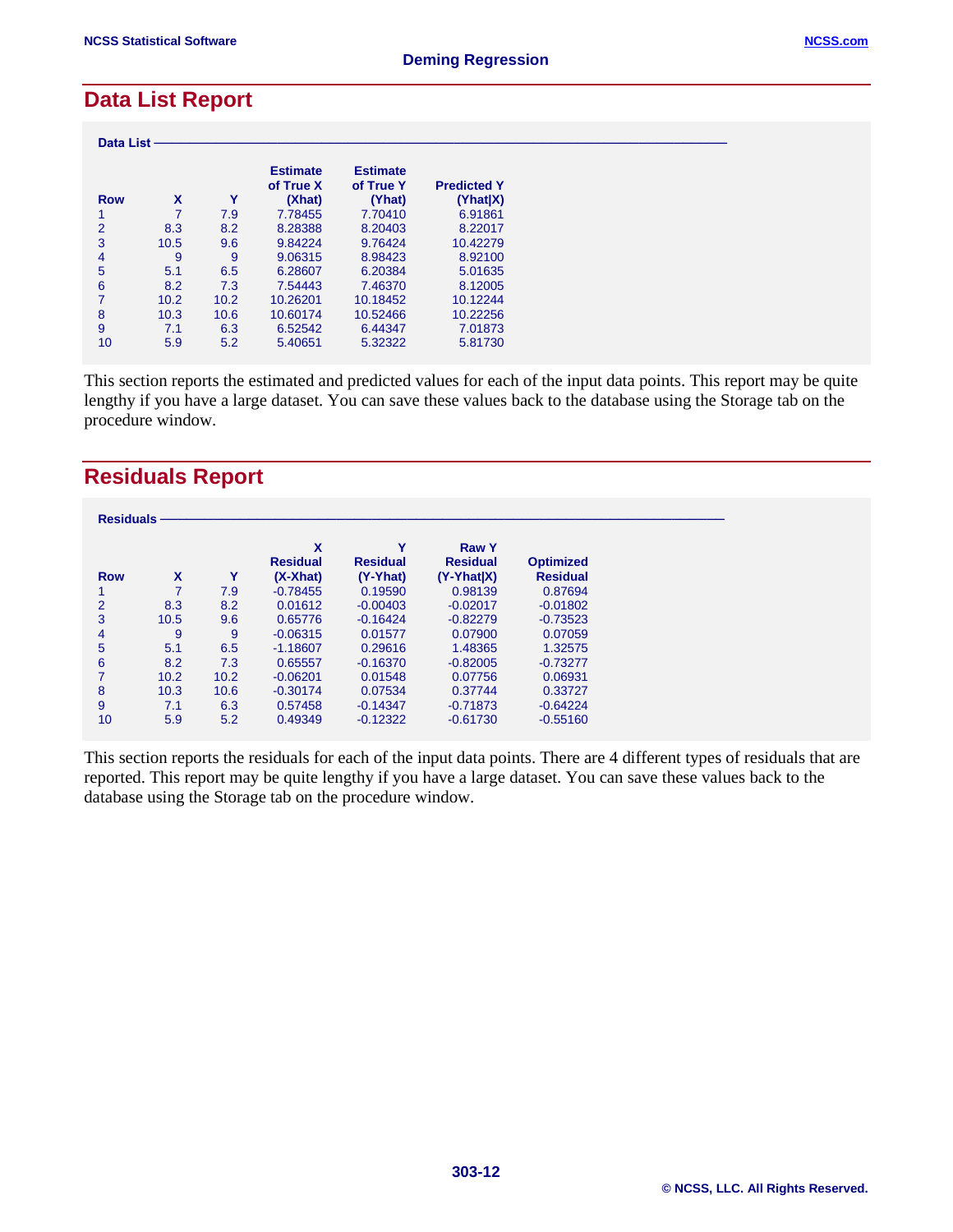## Data List Report

**Data List**

| Row | X | Y | Estimate of True X (Xhat) | Estimate of True Y (Yhat) | Predicted Y (Yhat\|X) |
|---|---|---|---|---|---|
| 1 | 7 | 7.9 | 7.78455 | 7.70410 | 6.91861 |
| 2 | 8.3 | 8.2 | 8.28388 | 8.20403 | 8.22017 |
| 3 | 10.5 | 9.6 | 9.84224 | 9.76424 | 10.42279 |
| 4 | 9 | 9 | 9.06315 | 8.98423 | 8.92100 |
| 5 | 5.1 | 6.5 | 6.28607 | 6.20384 | 5.01635 |
| 6 | 8.2 | 7.3 | 7.54443 | 7.46370 | 8.12005 |
| 7 | 10.2 | 10.2 | 10.26201 | 10.18452 | 10.12244 |
| 8 | 10.3 | 10.6 | 10.60174 | 10.52466 | 10.22256 |
| 9 | 7.1 | 6.3 | 6.52542 | 6.44347 | 7.01873 |
| 10 | 5.9 | 5.2 | 5.40651 | 5.32322 | 5.81730 |

This section reports the estimated and predicted values for each of the input data points. This report may be quite lengthy if you have a large dataset. You can save these values back to the database using the Storage tab on the procedure window.

## Residuals Report

**Residuals**

| Row | X | Y | X Residual (X-Xhat) | Y Residual (Y-Yhat) | Raw Y Residual (Y-Yhat\|X) | Optimized Residual |
|---|---|---|---|---|---|---|
| 1 | 7 | 7.9 | -0.78455 | 0.19590 | 0.98139 | 0.87694 |
| 2 | 8.3 | 8.2 | 0.01612 | -0.00403 | -0.02017 | -0.01802 |
| 3 | 10.5 | 9.6 | 0.65776 | -0.16424 | -0.82279 | -0.73523 |
| 4 | 9 | 9 | -0.06315 | 0.01577 | 0.07900 | 0.07059 |
| 5 | 5.1 | 6.5 | -1.18607 | 0.29616 | 1.48365 | 1.32575 |
| 6 | 8.2 | 7.3 | 0.65557 | -0.16370 | -0.82005 | -0.73277 |
| 7 | 10.2 | 10.2 | -0.06201 | 0.01548 | 0.07756 | 0.06931 |
| 8 | 10.3 | 10.6 | -0.30174 | 0.07534 | 0.37744 | 0.33727 |
| 9 | 7.1 | 6.3 | 0.57458 | -0.14347 | -0.71873 | -0.64224 |
| 10 | 5.9 | 5.2 | 0.49349 | -0.12322 | -0.61730 | -0.55160 |

This section reports the residuals for each of the input data points. There are 4 different types of residuals that are reported. This report may be quite lengthy if you have a large dataset. You can save these values back to the database using the Storage tab on the procedure window.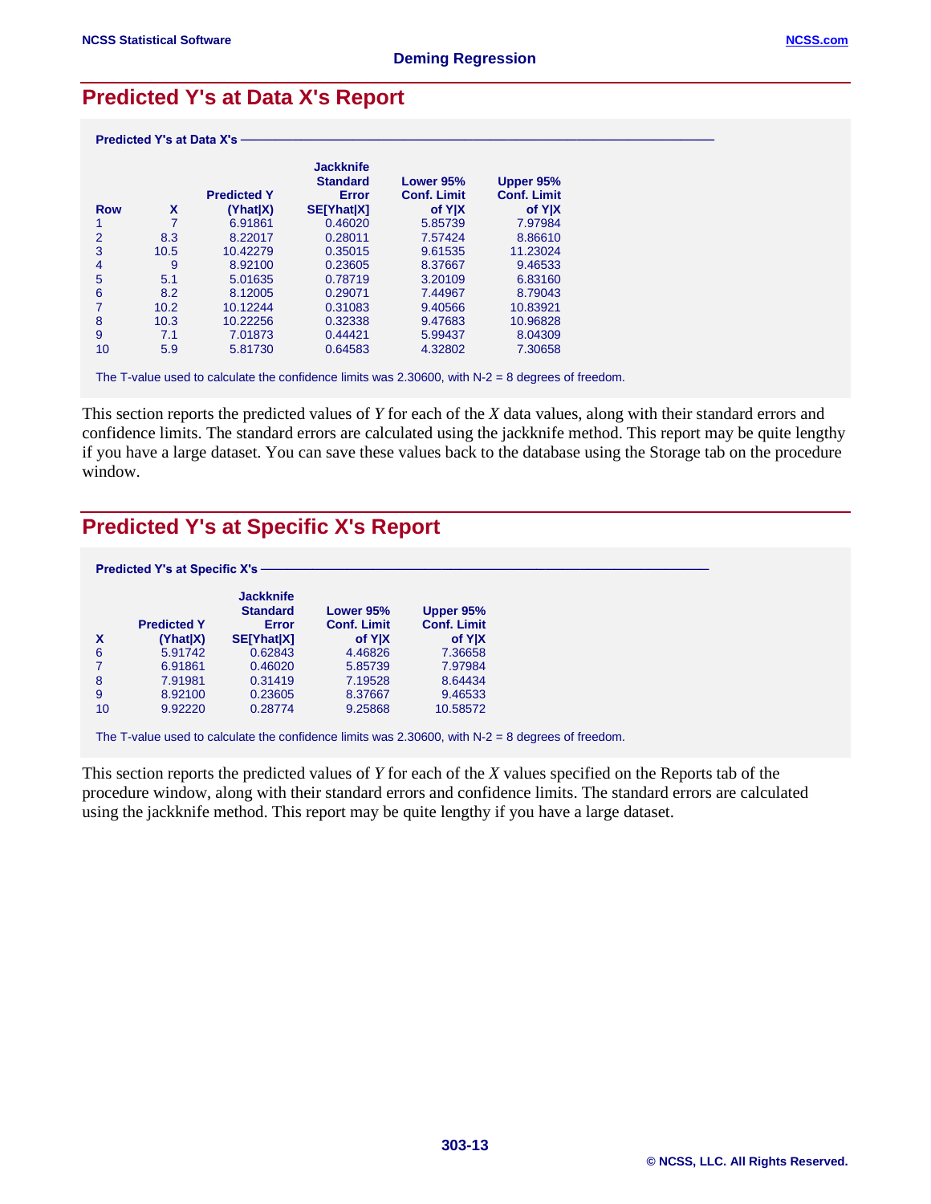## Predicted Y's at Data X's Report

**Predicted Y's at Data X's**

| Row | X | Predicted Y (Yhat\|X) | Jackknife Standard Error SE[Yhat\|X] | Lower 95% Conf. Limit of Y\|X | Upper 95% Conf. Limit of Y\|X |
|---|---|---|---|---|---|
| 1 | 7 | 6.91861 | 0.46020 | 5.85739 | 7.97984 |
| 2 | 8.3 | 8.22017 | 0.28011 | 7.57424 | 8.86610 |
| 3 | 10.5 | 10.42279 | 0.35015 | 9.61535 | 11.23024 |
| 4 | 9 | 8.92100 | 0.23605 | 8.37667 | 9.46533 |
| 5 | 5.1 | 5.01635 | 0.78719 | 3.20109 | 6.83160 |
| 6 | 8.2 | 8.12005 | 0.29071 | 7.44967 | 8.79043 |
| 7 | 10.2 | 10.12244 | 0.31083 | 9.40566 | 10.83921 |
| 8 | 10.3 | 10.22256 | 0.32338 | 9.47683 | 10.96828 |
| 9 | 7.1 | 7.01873 | 0.44421 | 5.99437 | 8.04309 |
| 10 | 5.9 | 5.81730 | 0.64583 | 4.32802 | 7.30658 |

The T-value used to calculate the confidence limits was 2.30600, with N-2 = 8 degrees of freedom.

This section reports the predicted values of *Y* for each of the *X* data values, along with their standard errors and confidence limits. The standard errors are calculated using the jackknife method. This report may be quite lengthy if you have a large dataset. You can save these values back to the database using the Storage tab on the procedure window.

## Predicted Y's at Specific X's Report

**Predicted Y's at Specific X's**

| X | Predicted Y (Yhat\|X) | Jackknife Standard Error SE[Yhat\|X] | Lower 95% Conf. Limit of Y\|X | Upper 95% Conf. Limit of Y\|X |
|---|---|---|---|---|
| 6 | 5.91742 | 0.62843 | 4.46826 | 7.36658 |
| 7 | 6.91861 | 0.46020 | 5.85739 | 7.97984 |
| 8 | 7.91981 | 0.31419 | 7.19528 | 8.64434 |
| 9 | 8.92100 | 0.23605 | 8.37667 | 9.46533 |
| 10 | 9.92220 | 0.28774 | 9.25868 | 10.58572 |

The T-value used to calculate the confidence limits was 2.30600, with N-2 = 8 degrees of freedom.

This section reports the predicted values of *Y* for each of the *X* values specified on the Reports tab of the procedure window, along with their standard errors and confidence limits. The standard errors are calculated using the jackknife method. This report may be quite lengthy if you have a large dataset.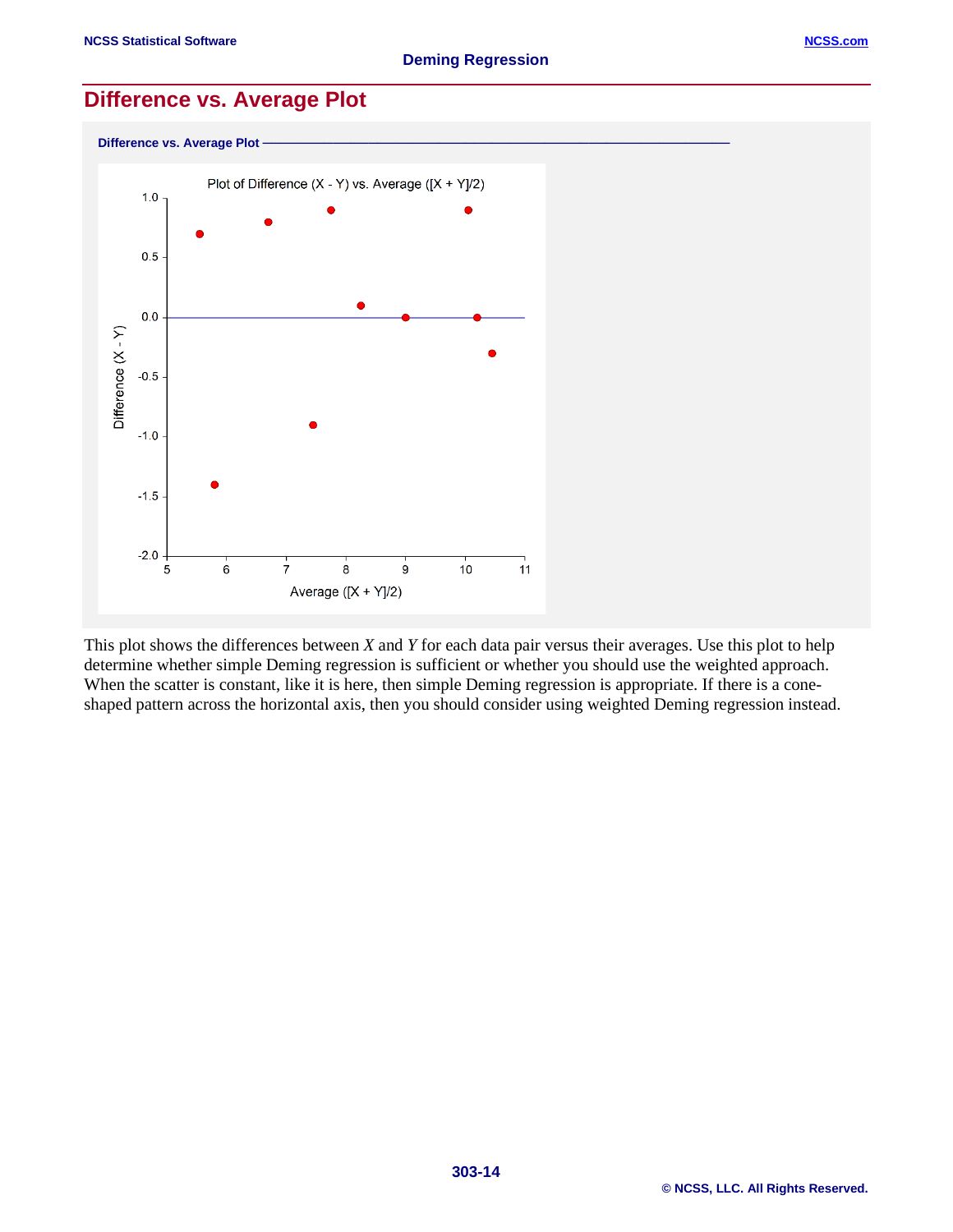## Difference vs. Average Plot

**Difference vs. Average Plot**

This plot shows the differences between *X* and *Y* for each data pair versus their averages. Use this plot to help determine whether simple Deming regression is sufficient or whether you should use the weighted approach. When the scatter is constant, like it is here, then simple Deming regression is appropriate. If there is a cone-shaped pattern across the horizontal axis, then you should consider using weighted Deming regression instead.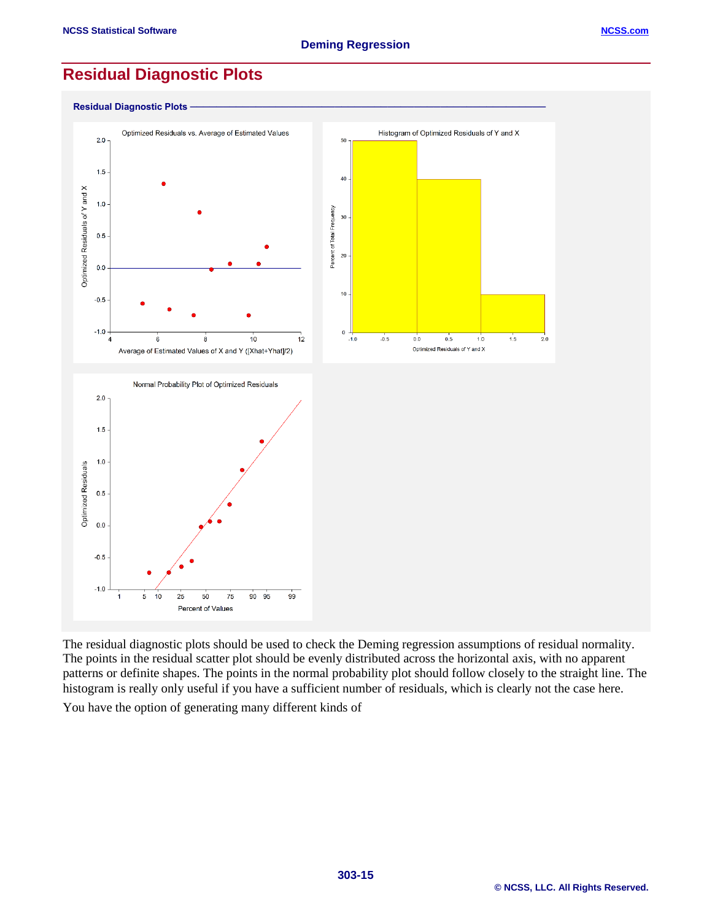## Residual Diagnostic Plots

**Residual Diagnostic Plots**

The residual diagnostic plots should be used to check the Deming regression assumptions of residual normality. The points in the residual scatter plot should be evenly distributed across the horizontal axis, with no apparent patterns or definite shapes. The points in the normal probability plot should follow closely to the straight line. The histogram is really only useful if you have a sufficient number of residuals, which is clearly not the case here.

You have the option of generating many different kinds of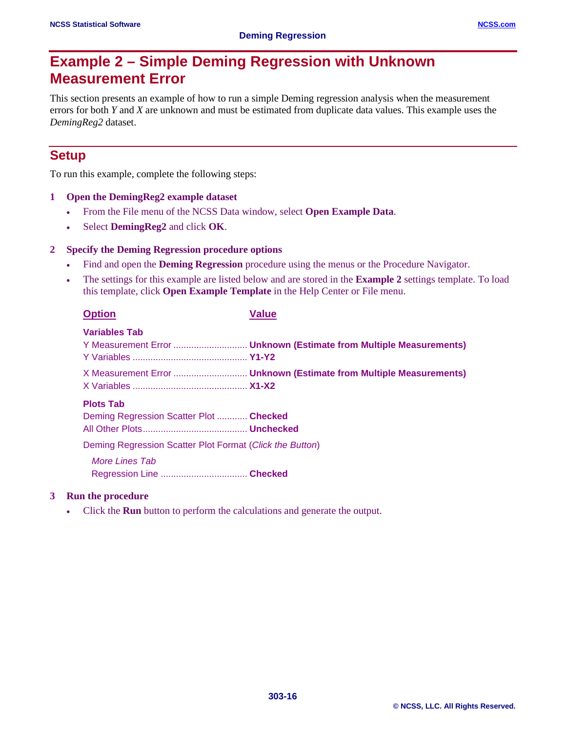# Example 2 – Simple Deming Regression with Unknown Measurement Error

This section presents an example of how to run a simple Deming regression analysis when the measurement errors for both *Y* and *X* are unknown and must be estimated from duplicate data values. This example uses the *DemingReg2* dataset.

## Setup

To run this example, complete the following steps:

**1 Open the DemingReg2 example dataset**

- From the File menu of the NCSS Data window, select **Open Example Data**.
- Select **DemingReg2** and click **OK**.

**2 Specify the Deming Regression procedure options**

- Find and open the **Deming Regression** procedure using the menus or the Procedure Navigator.
- The settings for this example are listed below and are stored in the **Example 2** settings template. To load this template, click **Open Example Template** in the Help Center or File menu.

| Option | Value |
|---|---|
| **Variables Tab** | |
| Y Measurement Error | **Unknown (Estimate from Multiple Measurements)** |
| Y Variables | **Y1-Y2** |
| X Measurement Error | **Unknown (Estimate from Multiple Measurements)** |
| X Variables | **X1-X2** |
| **Plots Tab** | |
| Deming Regression Scatter Plot | **Checked** |
| All Other Plots | **Unchecked** |
| Deming Regression Scatter Plot Format (*Click the Button*) | |
| *More Lines Tab* | |
| Regression Line | **Checked** |

**3 Run the procedure**

- Click the **Run** button to perform the calculations and generate the output.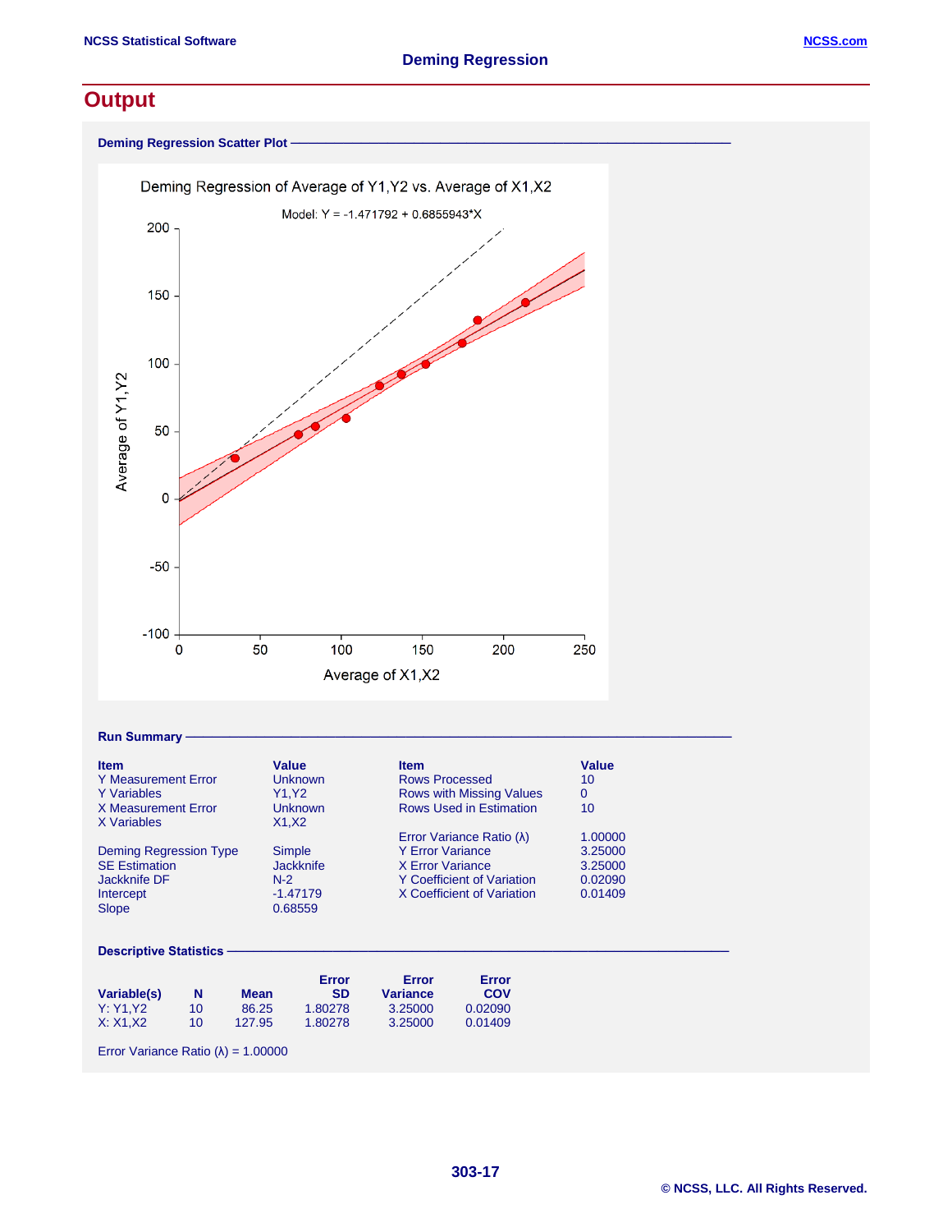# Output

**Deming Regression Scatter Plot**

**Run Summary**

| Item | Value | Item | Value |
|---|---|---|---|
| Y Measurement Error | Unknown | Rows Processed | 10 |
| Y Variables | Y1,Y2 | Rows with Missing Values | 0 |
| X Measurement Error | Unknown | Rows Used in Estimation | 10 |
| X Variables | X1,X2 | | |
| | | Error Variance Ratio (λ) | 1.00000 |
| Deming Regression Type | Simple | Y Error Variance | 3.25000 |
| SE Estimation | Jackknife | X Error Variance | 3.25000 |
| Jackknife DF | N-2 | Y Coefficient of Variation | 0.02090 |
| Intercept | -1.47179 | X Coefficient of Variation | 0.01409 |
| Slope | 0.68559 | | |

**Descriptive Statistics**

| Variable(s) | N | Mean | Error SD | Error Variance | Error COV |
|---|---|---|---|---|---|
| Y: Y1,Y2 | 10 | 86.25 | 1.80278 | 3.25000 | 0.02090 |
| X: X1,X2 | 10 | 127.95 | 1.80278 | 3.25000 | 0.01409 |

Error Variance Ratio (λ) = 1.00000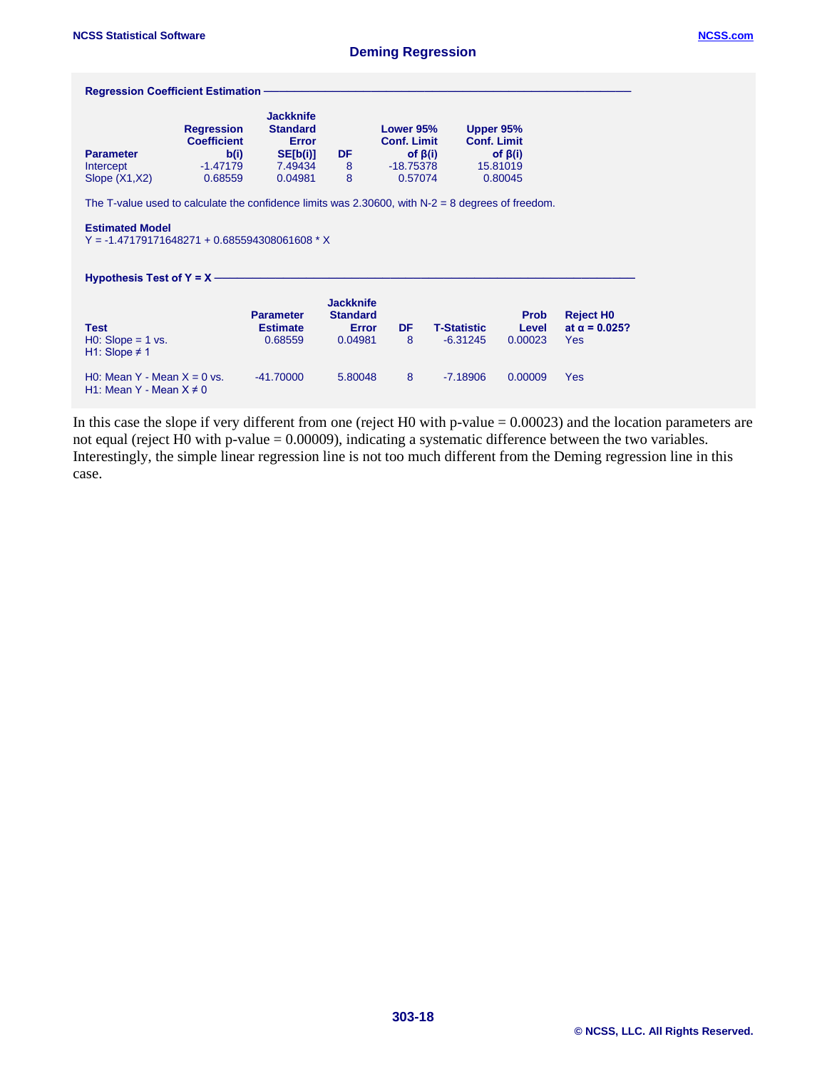**Regression Coefficient Estimation**

| Parameter | Regression Coefficient b(i) | Jackknife Standard Error SE[b(i)] | DF | Lower 95% Conf. Limit of β(i) | Upper 95% Conf. Limit of β(i) |
|---|---|---|---|---|---|
| Intercept | -1.47179 | 7.49434 | 8 | -18.75378 | 15.81019 |
| Slope (X1,X2) | 0.68559 | 0.04981 | 8 | 0.57074 | 0.80045 |

The T-value used to calculate the confidence limits was 2.30600, with N-2 = 8 degrees of freedom.

**Estimated Model**

Y = -1.47179171648271 + 0.685594308061608 * X

**Hypothesis Test of Y = X**

| Test | Parameter Estimate | Jackknife Standard Error | DF | T-Statistic | Prob Level | Reject H0 at α = 0.025? |
|---|---|---|---|---|---|---|
| H0: Slope = 1 vs. H1: Slope ≠ 1 | 0.68559 | 0.04981 | 8 | -6.31245 | 0.00023 | Yes |
| H0: Mean Y - Mean X = 0 vs. H1: Mean Y - Mean X ≠ 0 | -41.70000 | 5.80048 | 8 | -7.18906 | 0.00009 | Yes |

In this case the slope if very different from one (reject H0 with p-value = 0.00023) and the location parameters are not equal (reject H0 with p-value = 0.00009), indicating a systematic difference between the two variables. Interestingly, the simple linear regression line is not too much different from the Deming regression line in this case.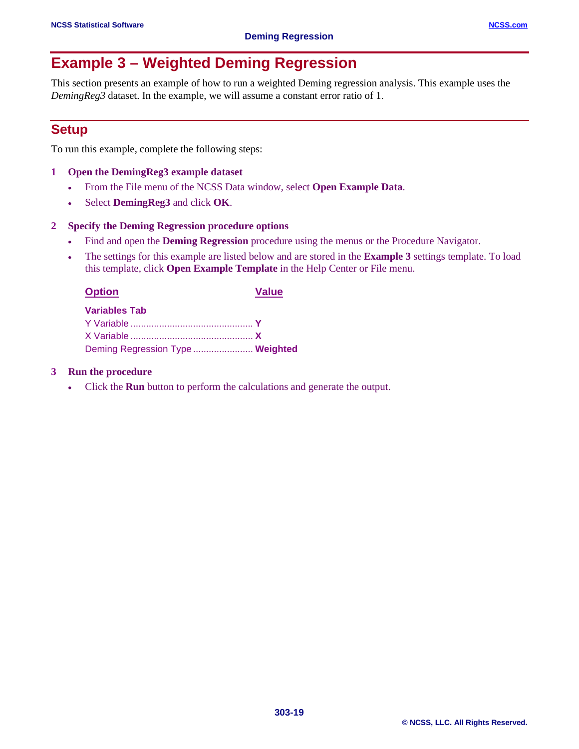# Example 3 – Weighted Deming Regression

This section presents an example of how to run a weighted Deming regression analysis. This example uses the *DemingReg3* dataset. In the example, we will assume a constant error ratio of 1.

## Setup

To run this example, complete the following steps:

**1 Open the DemingReg3 example dataset**

- From the File menu of the NCSS Data window, select **Open Example Data**.
- Select **DemingReg3** and click **OK**.

**2 Specify the Deming Regression procedure options**

- Find and open the **Deming Regression** procedure using the menus or the Procedure Navigator.
- The settings for this example are listed below and are stored in the **Example 3** settings template. To load this template, click **Open Example Template** in the Help Center or File menu.

| Option | Value |
|---|---|
| **Variables Tab** | |
| Y Variable | **Y** |
| X Variable | **X** |
| Deming Regression Type | **Weighted** |

**3 Run the procedure**

- Click the **Run** button to perform the calculations and generate the output.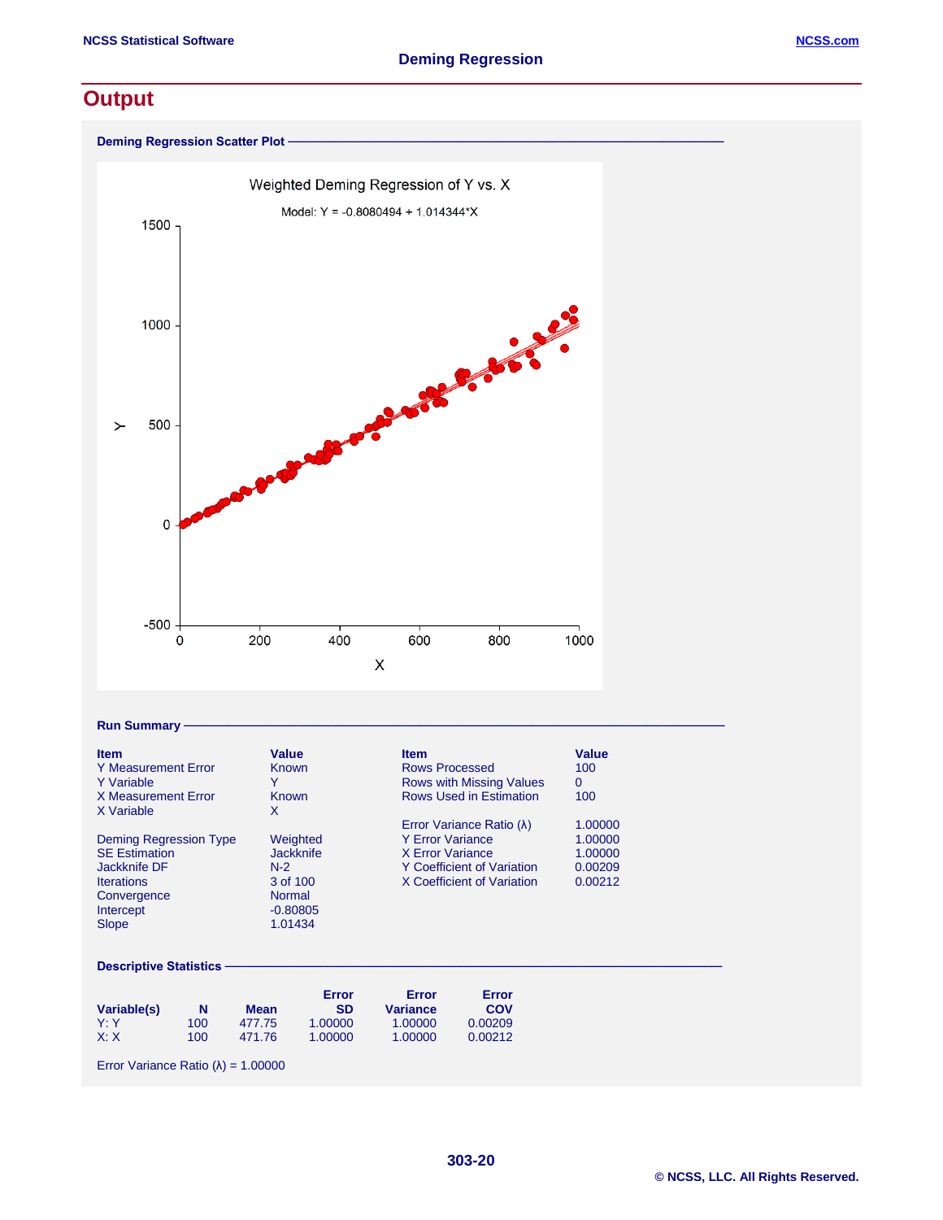# Output

**Deming Regression Scatter Plot**

Weighted Deming Regression of Y vs. X

Model: Y = -0.8080494 + 1.014344*X

**Run Summary**

| Item | Value | Item | Value |
|---|---|---|---|
| Y Measurement Error | Known | Rows Processed | 100 |
| Y Variable | Y | Rows with Missing Values | 0 |
| X Measurement Error | Known | Rows Used in Estimation | 100 |
| X Variable | X | | |
| | | Error Variance Ratio (λ) | 1.00000 |
| Deming Regression Type | Weighted | Y Error Variance | 1.00000 |
| SE Estimation | Jackknife | X Error Variance | 1.00000 |
| Jackknife DF | N-2 | Y Coefficient of Variation | 0.00209 |
| Iterations | 3 of 100 | X Coefficient of Variation | 0.00212 |
| Convergence | Normal | | |
| Intercept | -0.80805 | | |
| Slope | 1.01434 | | |

**Descriptive Statistics**

| Variable(s) | N | Mean | Error SD | Error Variance | Error COV |
|---|---|---|---|---|---|
| Y: Y | 100 | 477.75 | 1.00000 | 1.00000 | 0.00209 |
| X: X | 100 | 471.76 | 1.00000 | 1.00000 | 0.00212 |

Error Variance Ratio (λ) = 1.00000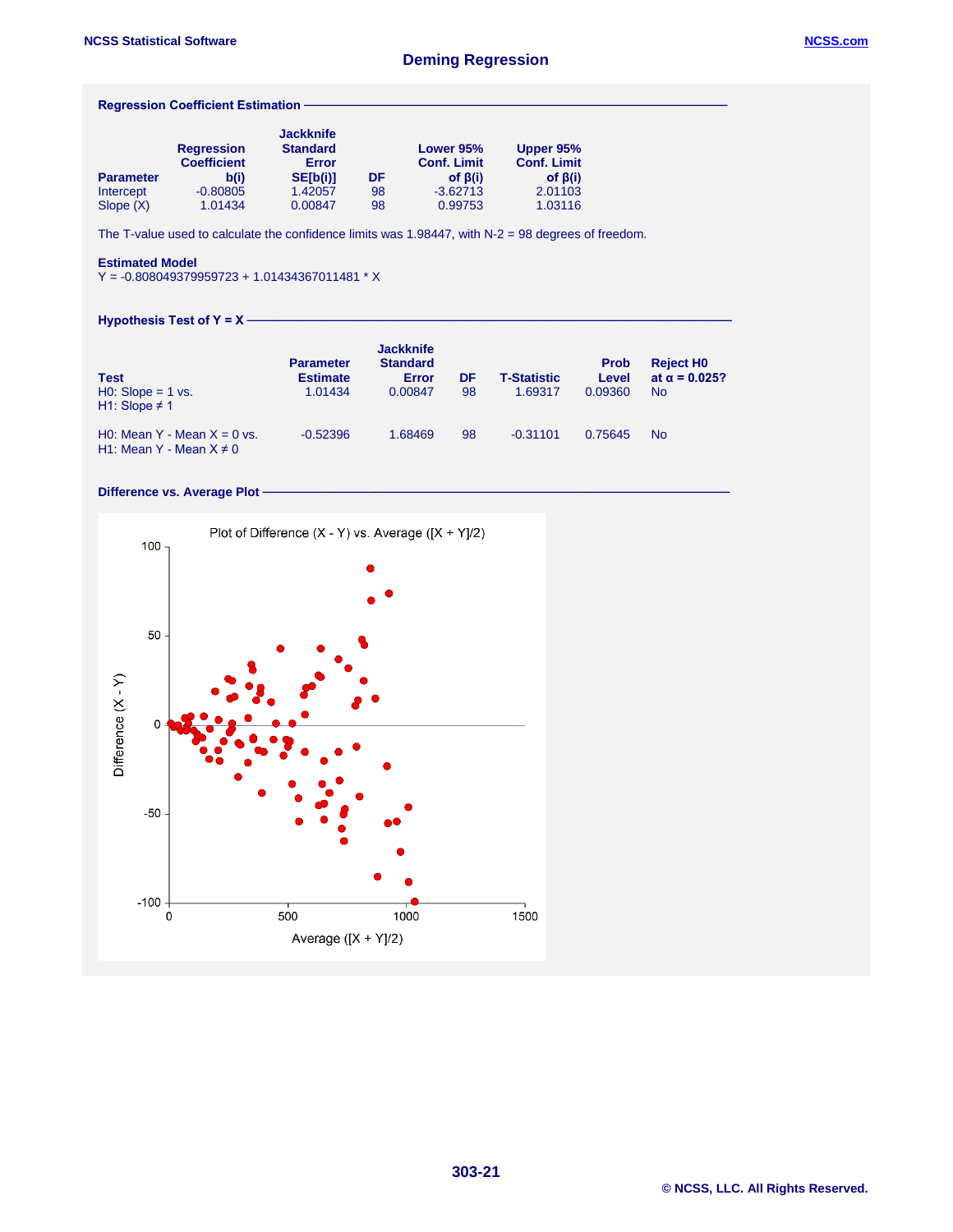## Deming Regression

### Regression Coefficient Estimation

| Parameter | Regression Coefficient b(i) | Jackknife Standard Error SE[b(i)] | DF | Lower 95% Conf. Limit of β(i) | Upper 95% Conf. Limit of β(i) |
|---|---|---|---|---|---|
| Intercept | -0.80805 | 1.42057 | 98 | -3.62713 | 2.01103 |
| Slope (X) | 1.01434 | 0.00847 | 98 | 0.99753 | 1.03116 |

The T-value used to calculate the confidence limits was 1.98447, with N-2 = 98 degrees of freedom.

**Estimated Model**

Y = -0.808049379959723 + 1.01434367011481 * X

### Hypothesis Test of Y = X

| Test | Parameter Estimate | Jackknife Standard Error | DF | T-Statistic | Prob Level | Reject H0 at α = 0.025? |
|---|---|---|---|---|---|---|
| H0: Slope = 1 vs. H1: Slope ≠ 1 | 1.01434 | 0.00847 | 98 | 1.69317 | 0.09360 | No |
| H0: Mean Y - Mean X = 0 vs. H1: Mean Y - Mean X ≠ 0 | -0.52396 | 1.68469 | 98 | -0.31101 | 0.75645 | No |

### Difference vs. Average Plot

Plot of Difference (X - Y) vs. Average ([X + Y]/2)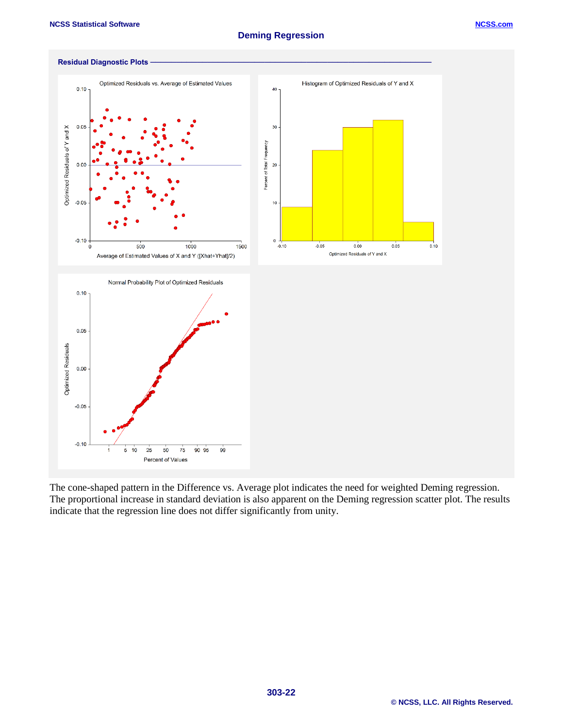## Residual Diagnostic Plots

The cone-shaped pattern in the Difference vs. Average plot indicates the need for weighted Deming regression. The proportional increase in standard deviation is also apparent on the Deming regression scatter plot. The results indicate that the regression line does not differ significantly from unity.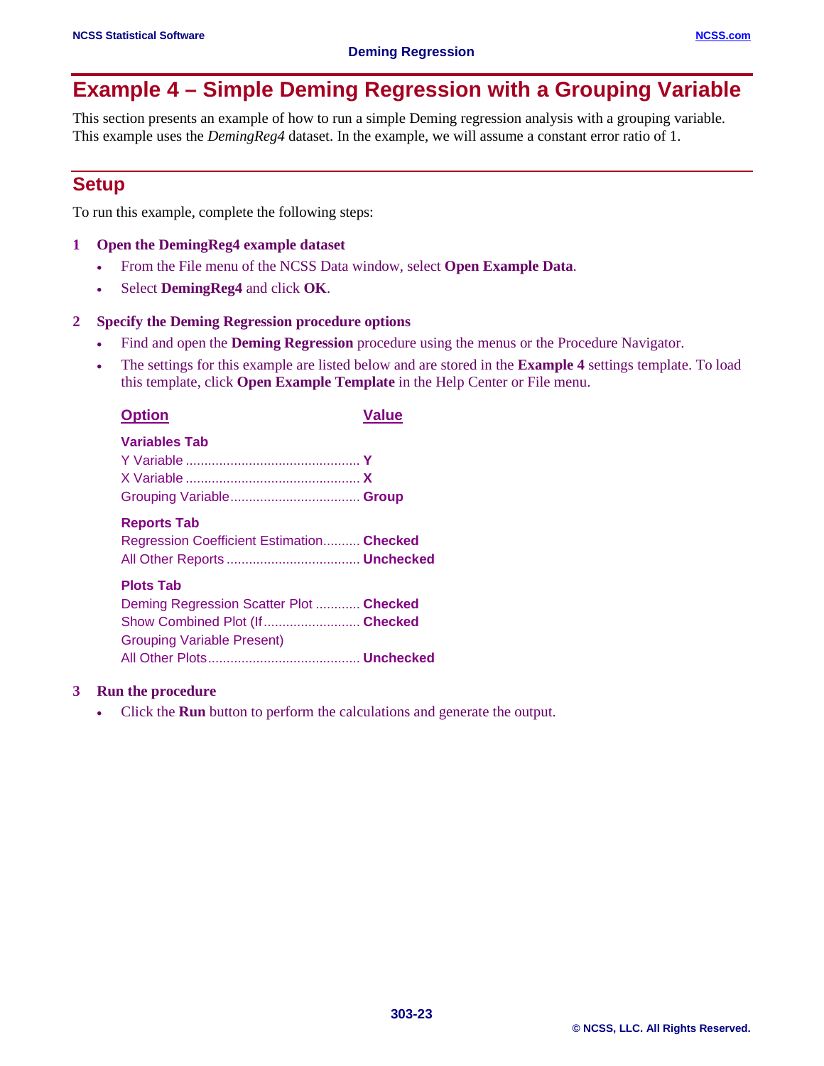# Example 4 – Simple Deming Regression with a Grouping Variable

This section presents an example of how to run a simple Deming regression analysis with a grouping variable. This example uses the *DemingReg4* dataset. In the example, we will assume a constant error ratio of 1.

## Setup

To run this example, complete the following steps:

**1 Open the DemingReg4 example dataset**

- From the File menu of the NCSS Data window, select **Open Example Data**.
- Select **DemingReg4** and click **OK**.

**2 Specify the Deming Regression procedure options**

- Find and open the **Deming Regression** procedure using the menus or the Procedure Navigator.
- The settings for this example are listed below and are stored in the **Example 4** settings template. To load this template, click **Open Example Template** in the Help Center or File menu.

| Option | Value |
|---|---|
| **Variables Tab** | |
| Y Variable | **Y** |
| X Variable | **X** |
| Grouping Variable | **Group** |
| **Reports Tab** | |
| Regression Coefficient Estimation | **Checked** |
| All Other Reports | **Unchecked** |
| **Plots Tab** | |
| Deming Regression Scatter Plot | **Checked** |
| Show Combined Plot (If Grouping Variable Present) | **Checked** |
| All Other Plots | **Unchecked** |

**3 Run the procedure**

- Click the **Run** button to perform the calculations and generate the output.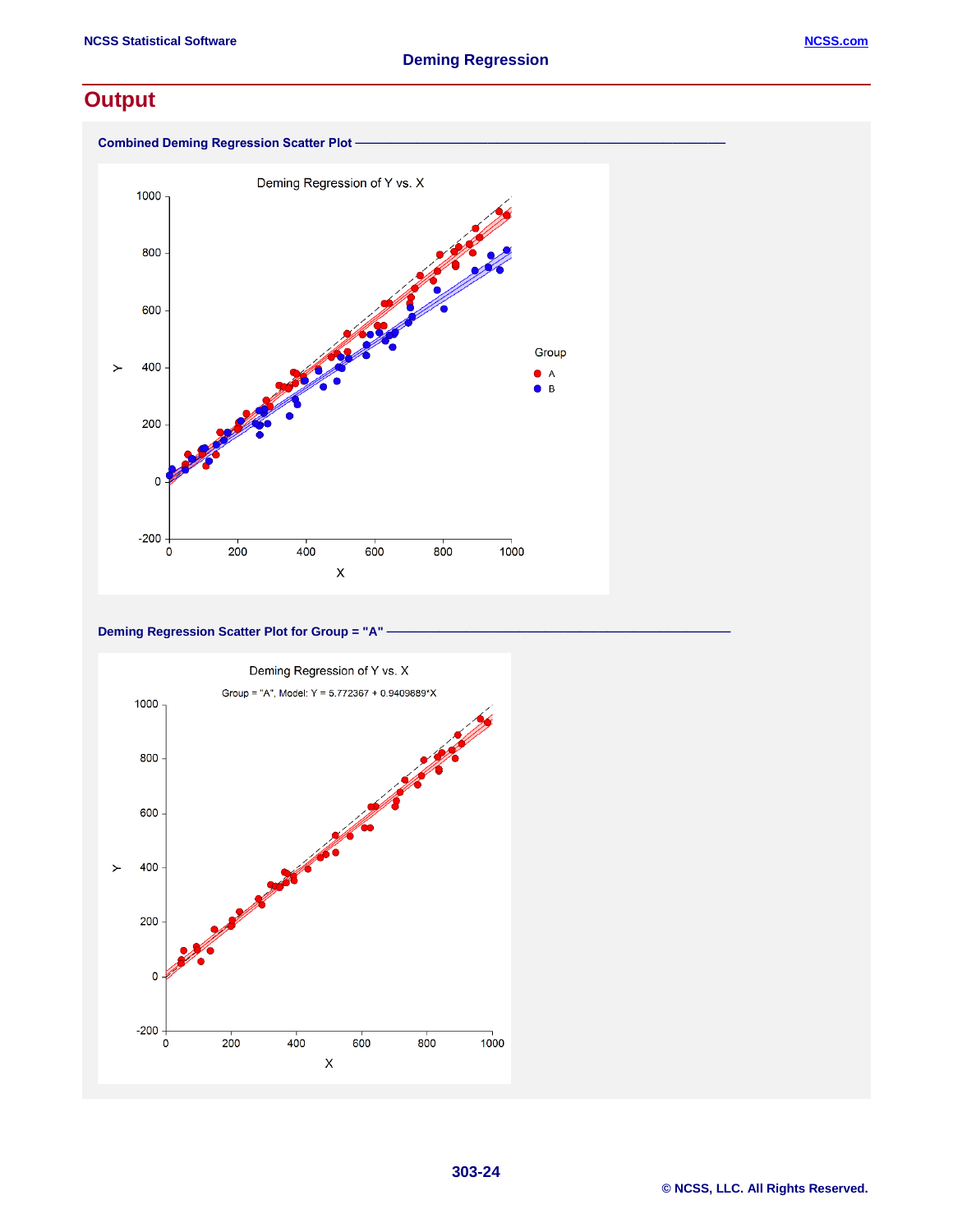## Output

### Combined Deming Regression Scatter Plot

Deming Regression of Y vs. X

### Deming Regression Scatter Plot for Group = "A"

Deming Regression of Y vs. X

Group = "A", Model: Y = 5.772367 + 0.9409689*X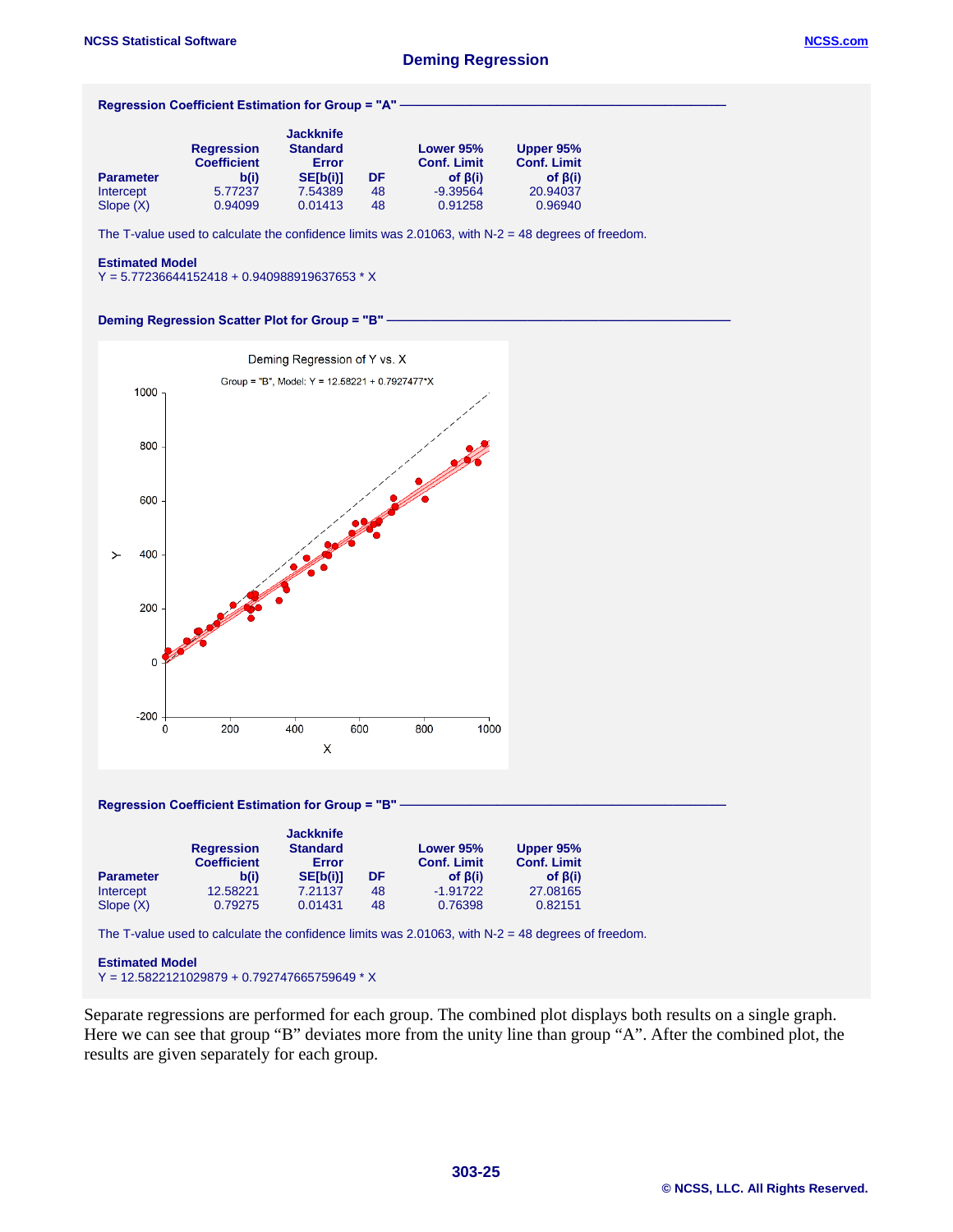### Regression Coefficient Estimation for Group = "A"

| Parameter | Regression Coefficient b(i) | Jackknife Standard Error SE[b(i)] | DF | Lower 95% Conf. Limit of β(i) | Upper 95% Conf. Limit of β(i) |
|---|---|---|---|---|---|
| Intercept | 5.77237 | 7.54389 | 48 | -9.39564 | 20.94037 |
| Slope (X) | 0.94099 | 0.01413 | 48 | 0.91258 | 0.96940 |

The T-value used to calculate the confidence limits was 2.01063, with N-2 = 48 degrees of freedom.

**Estimated Model**
Y = 5.77236644152418 + 0.940988919637653 * X

### Deming Regression Scatter Plot for Group = "B"

### Regression Coefficient Estimation for Group = "B"

| Parameter | Regression Coefficient b(i) | Jackknife Standard Error SE[b(i)] | DF | Lower 95% Conf. Limit of β(i) | Upper 95% Conf. Limit of β(i) |
|---|---|---|---|---|---|
| Intercept | 12.58221 | 7.21137 | 48 | -1.91722 | 27.08165 |
| Slope (X) | 0.79275 | 0.01431 | 48 | 0.76398 | 0.82151 |

The T-value used to calculate the confidence limits was 2.01063, with N-2 = 48 degrees of freedom.

**Estimated Model**
Y = 12.5822121029879 + 0.792747665759649 * X

Separate regressions are performed for each group. The combined plot displays both results on a single graph. Here we can see that group "B" deviates more from the unity line than group "A". After the combined plot, the results are given separately for each group.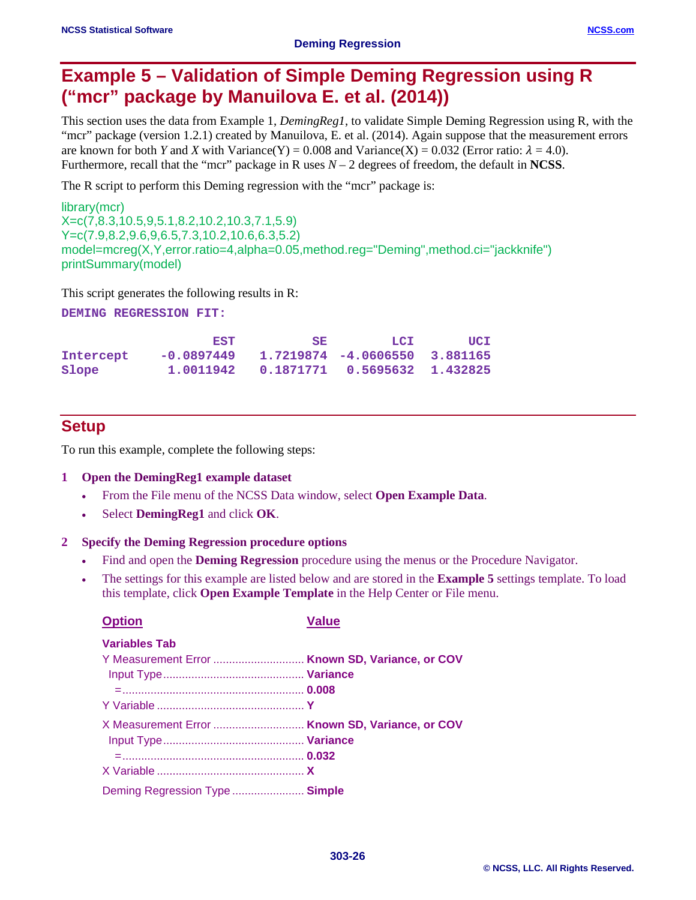# Example 5 – Validation of Simple Deming Regression using R ("mcr" package by Manuilova E. et al. (2014))

This section uses the data from Example 1, *DemingReg1*, to validate Simple Deming Regression using R, with the "mcr" package (version 1.2.1) created by Manuilova, E. et al. (2014). Again suppose that the measurement errors are known for both *Y* and *X* with Variance(Y) = 0.008 and Variance(X) = 0.032 (Error ratio: $\lambda$ = 4.0). Furthermore, recall that the "mcr" package in R uses $N - 2$ degrees of freedom, the default in **NCSS**.

The R script to perform this Deming regression with the "mcr" package is:

```
library(mcr)
X=c(7,8.3,10.5,9,5.1,8.2,10.2,10.3,7.1,5.9)
Y=c(7.9,8.2,9.6,9,6.5,7.3,10.2,10.6,6.3,5.2)
model=mcreg(X,Y,error.ratio=4,alpha=0.05,method.reg="Deming",method.ci="jackknife")
printSummary(model)
```

This script generates the following results in R:

```
DEMING REGRESSION FIT:

                  EST          SE         LCI        UCI
Intercept   -0.0897449   1.7219874 -4.0606550   3.881165
Slope        1.0011942   0.1871771  0.5695632   1.432825
```

## Setup

To run this example, complete the following steps:

**1 Open the DemingReg1 example dataset**

- From the File menu of the NCSS Data window, select **Open Example Data**.
- Select **DemingReg1** and click **OK**.

**2 Specify the Deming Regression procedure options**

- Find and open the **Deming Regression** procedure using the menus or the Procedure Navigator.
- The settings for this example are listed below and are stored in the **Example 5** settings template. To load this template, click **Open Example Template** in the Help Center or File menu.

| Option | Value |
|---|---|
| **Variables Tab** | |
| Y Measurement Error | **Known SD, Variance, or COV** |
| Input Type | **Variance** |
| = | **0.008** |
| Y Variable | **Y** |
| X Measurement Error | **Known SD, Variance, or COV** |
| Input Type | **Variance** |
| = | **0.032** |
| X Variable | **X** |
| Deming Regression Type | **Simple** |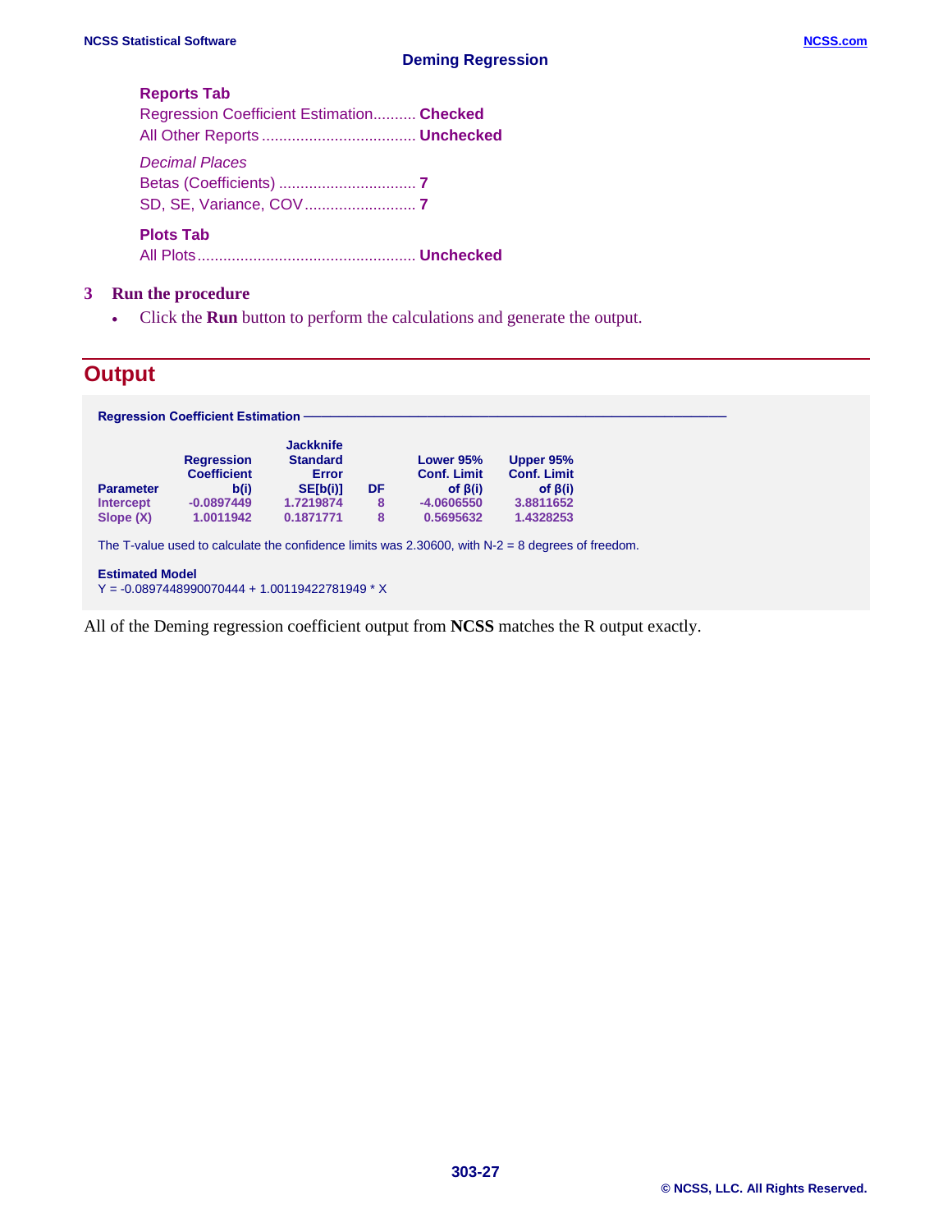**Reports Tab**

Regression Coefficient Estimation.......... **Checked**

All Other Reports .................................... **Unchecked**

*Decimal Places*

Betas (Coefficients) ................................ **7**

SD, SE, Variance, COV .......................... **7**

**Plots Tab**

All Plots................................................... **Unchecked**

**3 Run the procedure**

- Click the **Run** button to perform the calculations and generate the output.

## Output

**Regression Coefficient Estimation**

| Parameter | Regression Coefficient b(i) | Jackknife Standard Error SE[b(i)] | DF | Lower 95% Conf. Limit of β(i) | Upper 95% Conf. Limit of β(i) |
|---|---|---|---|---|---|
| Intercept | -0.0897449 | 1.7219874 | 8 | -4.0606550 | 3.8811652 |
| Slope (X) | 1.0011942 | 0.1871771 | 8 | 0.5695632 | 1.4328253 |

The T-value used to calculate the confidence limits was 2.30600, with N-2 = 8 degrees of freedom.

**Estimated Model**

Y = -0.0897448990070444 + 1.00119422781949 * X

All of the Deming regression coefficient output from **NCSS** matches the R output exactly.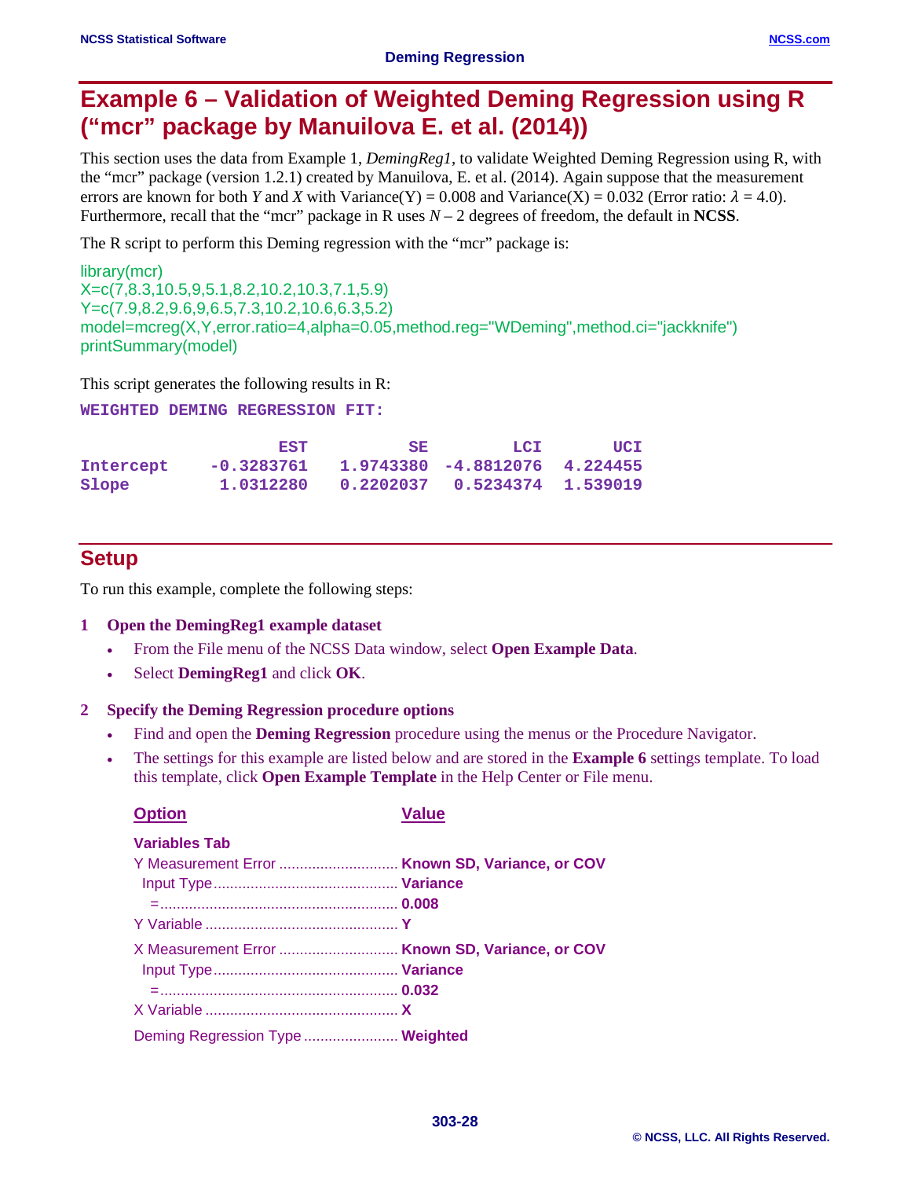# Example 6 – Validation of Weighted Deming Regression using R ("mcr" package by Manuilova E. et al. (2014))

This section uses the data from Example 1, *DemingReg1*, to validate Weighted Deming Regression using R, with the "mcr" package (version 1.2.1) created by Manuilova, E. et al. (2014). Again suppose that the measurement errors are known for both *Y* and *X* with Variance(Y) = 0.008 and Variance(X) = 0.032 (Error ratio: $\lambda$ = 4.0). Furthermore, recall that the "mcr" package in R uses $N - 2$ degrees of freedom, the default in **NCSS**.

The R script to perform this Deming regression with the "mcr" package is:

```
library(mcr)
X=c(7,8.3,10.5,9,5.1,8.2,10.2,10.3,7.1,5.9)
Y=c(7.9,8.2,9.6,9,6.5,7.3,10.2,10.6,6.3,5.2)
model=mcreg(X,Y,error.ratio=4,alpha=0.05,method.reg="WDeming",method.ci="jackknife")
printSummary(model)
```

This script generates the following results in R:

```
WEIGHTED DEMING REGRESSION FIT:

                 EST         SE        LCI       UCI
Intercept  -0.3283761  1.9743380 -4.8812076  4.224455
Slope       1.0312280  0.2202037  0.5234374  1.539019
```

## Setup

To run this example, complete the following steps:

**1 Open the DemingReg1 example dataset**

- From the File menu of the NCSS Data window, select **Open Example Data**.
- Select **DemingReg1** and click **OK**.

**2 Specify the Deming Regression procedure options**

- Find and open the **Deming Regression** procedure using the menus or the Procedure Navigator.
- The settings for this example are listed below and are stored in the **Example 6** settings template. To load this template, click **Open Example Template** in the Help Center or File menu.

| Option | Value |
|---|---|
| **Variables Tab** | |
| Y Measurement Error | **Known SD, Variance, or COV** |
| Input Type | **Variance** |
| = | **0.008** |
| Y Variable | **Y** |
| X Measurement Error | **Known SD, Variance, or COV** |
| Input Type | **Variance** |
| = | **0.032** |
| X Variable | **X** |
| Deming Regression Type | **Weighted** |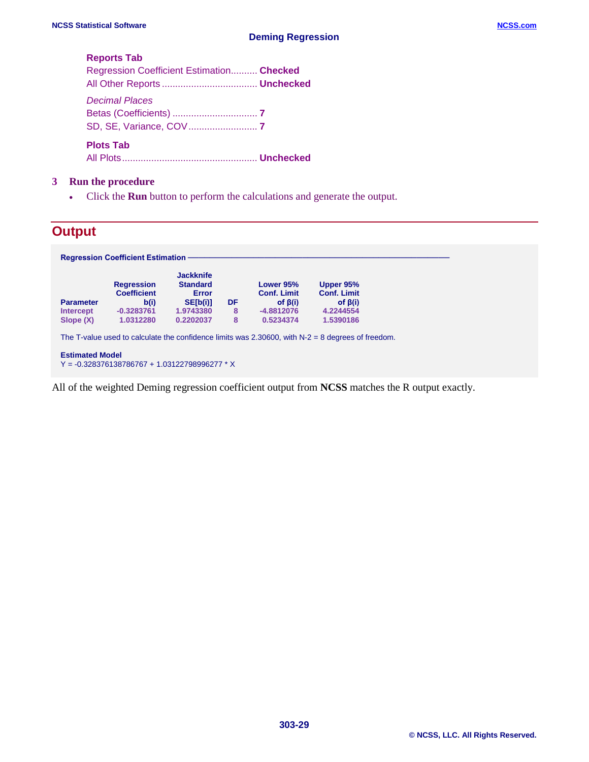**Reports Tab**

Regression Coefficient Estimation.......... **Checked**

All Other Reports .................................... **Unchecked**

*Decimal Places*

Betas (Coefficients) ................................ **7**

SD, SE, Variance, COV.......................... **7**

**Plots Tab**

All Plots.................................................. **Unchecked**

**3 Run the procedure**

- Click the **Run** button to perform the calculations and generate the output.

## Output

**Regression Coefficient Estimation**

| Parameter | Regression Coefficient b(i) | Jackknife Standard Error SE[b(i)] | DF | Lower 95% Conf. Limit of β(i) | Upper 95% Conf. Limit of β(i) |
|---|---|---|---|---|---|
| Intercept | -0.3283761 | 1.9743380 | 8 | -4.8812076 | 4.2244554 |
| Slope (X) | 1.0312280 | 0.2202037 | 8 | 0.5234374 | 1.5390186 |

The T-value used to calculate the confidence limits was 2.30600, with N-2 = 8 degrees of freedom.

**Estimated Model**

Y = -0.328376138786767 + 1.03122798996277 * X

All of the weighted Deming regression coefficient output from **NCSS** matches the R output exactly.